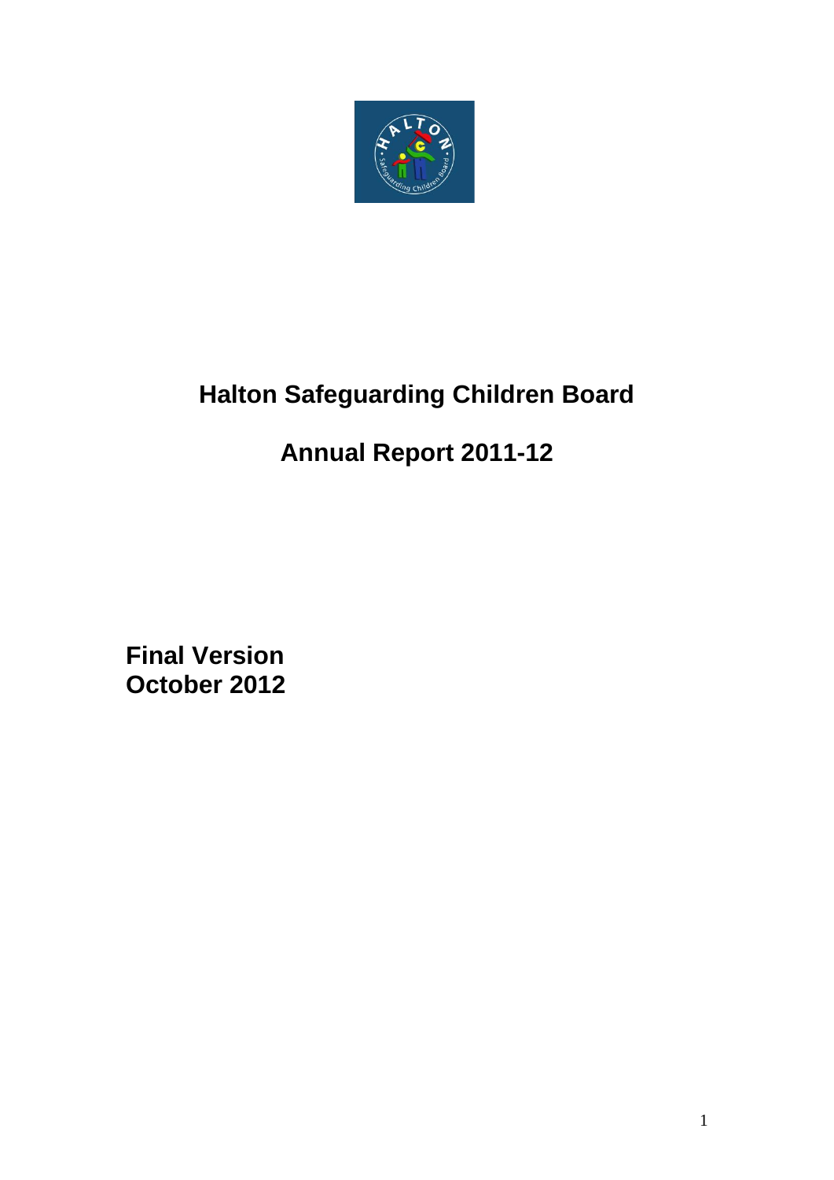# Halton Safeguarding Children Board

# Annual Report 2011-12

**Final Version**
**October 2012**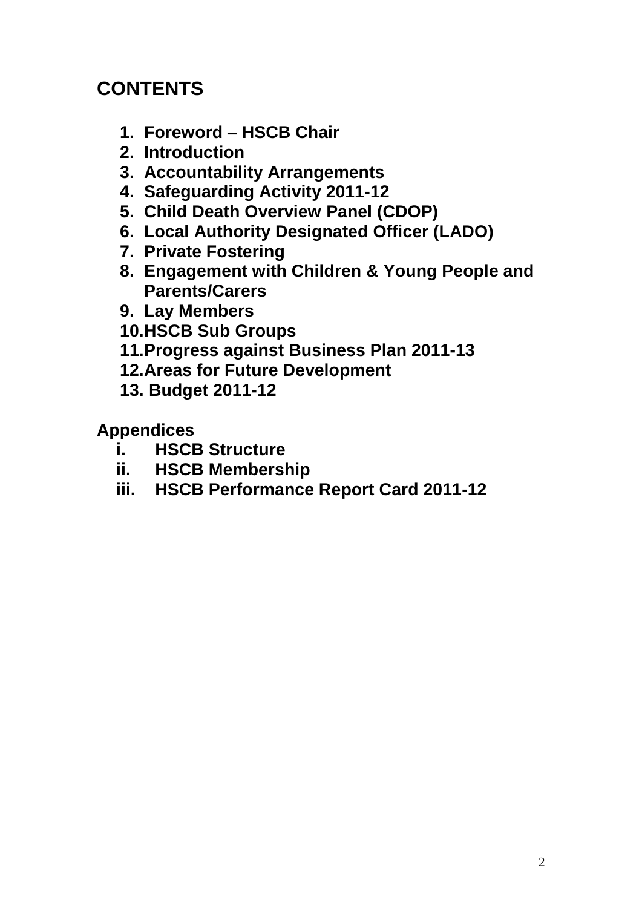# CONTENTS

1. **Foreword – HSCB Chair**
2. **Introduction**
3. **Accountability Arrangements**
4. **Safeguarding Activity 2011-12**
5. **Child Death Overview Panel (CDOP)**
6. **Local Authority Designated Officer (LADO)**
7. **Private Fostering**
8. **Engagement with Children & Young People and Parents/Carers**
9. **Lay Members**
10. **HSCB Sub Groups**
11. **Progress against Business Plan 2011-13**
12. **Areas for Future Development**
13. **Budget 2011-12**

## Appendices

- i. **HSCB Structure**
- ii. **HSCB Membership**
- iii. **HSCB Performance Report Card 2011-12**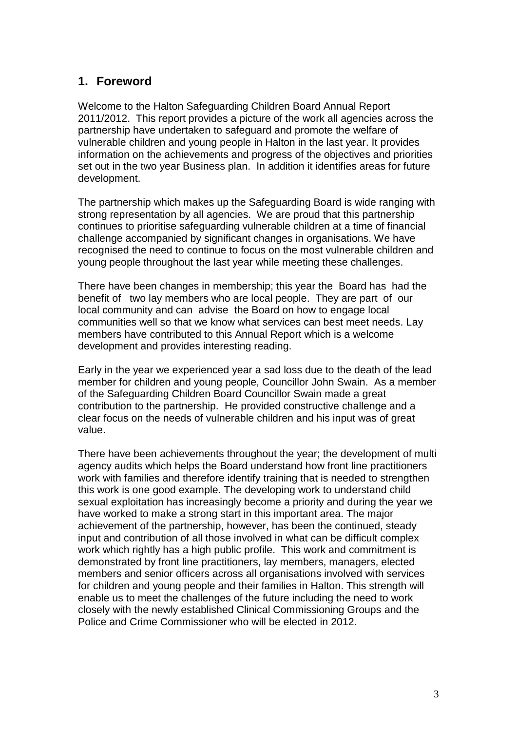## 1. Foreword

Welcome to the Halton Safeguarding Children Board Annual Report 2011/2012. This report provides a picture of the work all agencies across the partnership have undertaken to safeguard and promote the welfare of vulnerable children and young people in Halton in the last year. It provides information on the achievements and progress of the objectives and priorities set out in the two year Business plan. In addition it identifies areas for future development.

The partnership which makes up the Safeguarding Board is wide ranging with strong representation by all agencies. We are proud that this partnership continues to prioritise safeguarding vulnerable children at a time of financial challenge accompanied by significant changes in organisations. We have recognised the need to continue to focus on the most vulnerable children and young people throughout the last year while meeting these challenges.

There have been changes in membership; this year the Board has had the benefit of two lay members who are local people. They are part of our local community and can advise the Board on how to engage local communities well so that we know what services can best meet needs. Lay members have contributed to this Annual Report which is a welcome development and provides interesting reading.

Early in the year we experienced year a sad loss due to the death of the lead member for children and young people, Councillor John Swain. As a member of the Safeguarding Children Board Councillor Swain made a great contribution to the partnership. He provided constructive challenge and a clear focus on the needs of vulnerable children and his input was of great value.

There have been achievements throughout the year; the development of multi agency audits which helps the Board understand how front line practitioners work with families and therefore identify training that is needed to strengthen this work is one good example. The developing work to understand child sexual exploitation has increasingly become a priority and during the year we have worked to make a strong start in this important area. The major achievement of the partnership, however, has been the continued, steady input and contribution of all those involved in what can be difficult complex work which rightly has a high public profile. This work and commitment is demonstrated by front line practitioners, lay members, managers, elected members and senior officers across all organisations involved with services for children and young people and their families in Halton. This strength will enable us to meet the challenges of the future including the need to work closely with the newly established Clinical Commissioning Groups and the Police and Crime Commissioner who will be elected in 2012.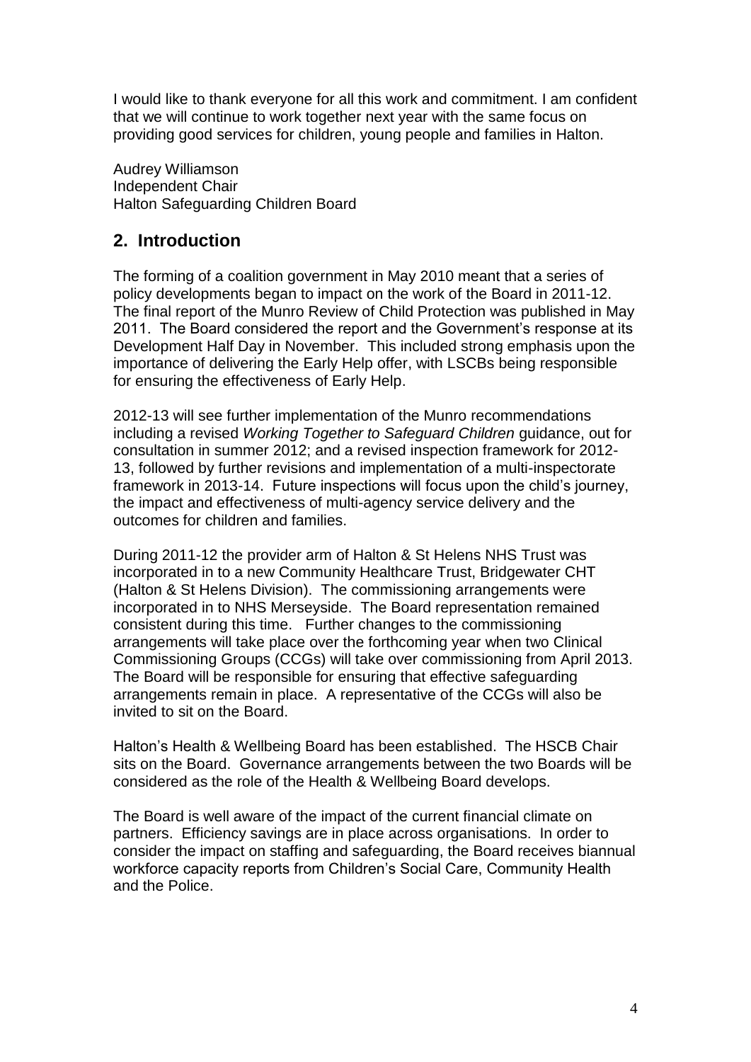I would like to thank everyone for all this work and commitment. I am confident that we will continue to work together next year with the same focus on providing good services for children, young people and families in Halton.

Audrey Williamson
Independent Chair
Halton Safeguarding Children Board

## 2. Introduction

The forming of a coalition government in May 2010 meant that a series of policy developments began to impact on the work of the Board in 2011-12. The final report of the Munro Review of Child Protection was published in May 2011. The Board considered the report and the Government's response at its Development Half Day in November. This included strong emphasis upon the importance of delivering the Early Help offer, with LSCBs being responsible for ensuring the effectiveness of Early Help.

2012-13 will see further implementation of the Munro recommendations including a revised *Working Together to Safeguard Children* guidance, out for consultation in summer 2012; and a revised inspection framework for 2012-13, followed by further revisions and implementation of a multi-inspectorate framework in 2013-14. Future inspections will focus upon the child's journey, the impact and effectiveness of multi-agency service delivery and the outcomes for children and families.

During 2011-12 the provider arm of Halton & St Helens NHS Trust was incorporated in to a new Community Healthcare Trust, Bridgewater CHT (Halton & St Helens Division). The commissioning arrangements were incorporated in to NHS Merseyside. The Board representation remained consistent during this time. Further changes to the commissioning arrangements will take place over the forthcoming year when two Clinical Commissioning Groups (CCGs) will take over commissioning from April 2013. The Board will be responsible for ensuring that effective safeguarding arrangements remain in place. A representative of the CCGs will also be invited to sit on the Board.

Halton's Health & Wellbeing Board has been established. The HSCB Chair sits on the Board. Governance arrangements between the two Boards will be considered as the role of the Health & Wellbeing Board develops.

The Board is well aware of the impact of the current financial climate on partners. Efficiency savings are in place across organisations. In order to consider the impact on staffing and safeguarding, the Board receives biannual workforce capacity reports from Children's Social Care, Community Health and the Police.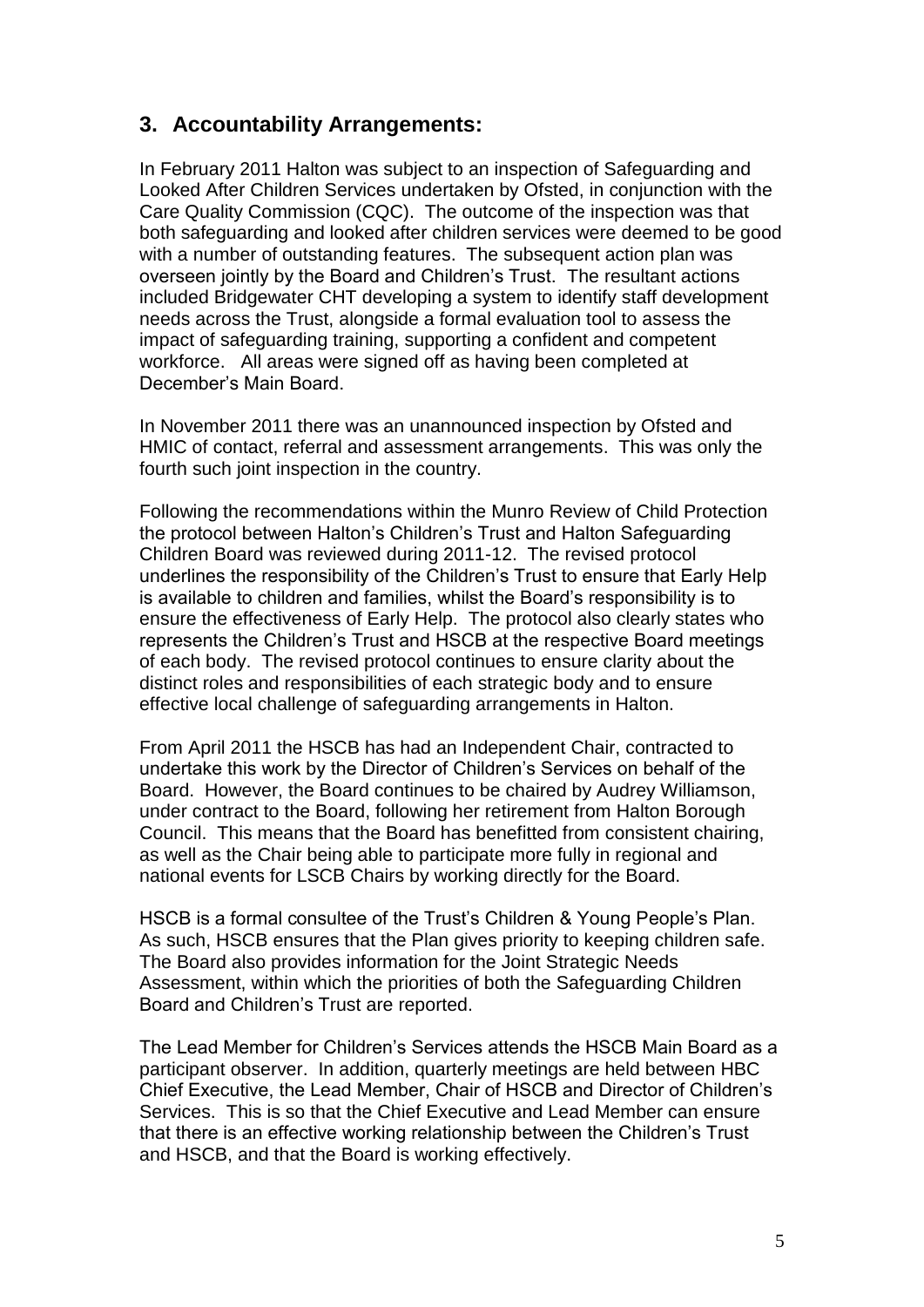## 3. Accountability Arrangements:

In February 2011 Halton was subject to an inspection of Safeguarding and Looked After Children Services undertaken by Ofsted, in conjunction with the Care Quality Commission (CQC). The outcome of the inspection was that both safeguarding and looked after children services were deemed to be good with a number of outstanding features. The subsequent action plan was overseen jointly by the Board and Children's Trust. The resultant actions included Bridgewater CHT developing a system to identify staff development needs across the Trust, alongside a formal evaluation tool to assess the impact of safeguarding training, supporting a confident and competent workforce. All areas were signed off as having been completed at December's Main Board.

In November 2011 there was an unannounced inspection by Ofsted and HMIC of contact, referral and assessment arrangements. This was only the fourth such joint inspection in the country.

Following the recommendations within the Munro Review of Child Protection the protocol between Halton's Children's Trust and Halton Safeguarding Children Board was reviewed during 2011-12. The revised protocol underlines the responsibility of the Children's Trust to ensure that Early Help is available to children and families, whilst the Board's responsibility is to ensure the effectiveness of Early Help. The protocol also clearly states who represents the Children's Trust and HSCB at the respective Board meetings of each body. The revised protocol continues to ensure clarity about the distinct roles and responsibilities of each strategic body and to ensure effective local challenge of safeguarding arrangements in Halton.

From April 2011 the HSCB has had an Independent Chair, contracted to undertake this work by the Director of Children's Services on behalf of the Board. However, the Board continues to be chaired by Audrey Williamson, under contract to the Board, following her retirement from Halton Borough Council. This means that the Board has benefitted from consistent chairing, as well as the Chair being able to participate more fully in regional and national events for LSCB Chairs by working directly for the Board.

HSCB is a formal consultee of the Trust's Children & Young People's Plan. As such, HSCB ensures that the Plan gives priority to keeping children safe. The Board also provides information for the Joint Strategic Needs Assessment, within which the priorities of both the Safeguarding Children Board and Children's Trust are reported.

The Lead Member for Children's Services attends the HSCB Main Board as a participant observer. In addition, quarterly meetings are held between HBC Chief Executive, the Lead Member, Chair of HSCB and Director of Children's Services. This is so that the Chief Executive and Lead Member can ensure that there is an effective working relationship between the Children's Trust and HSCB, and that the Board is working effectively.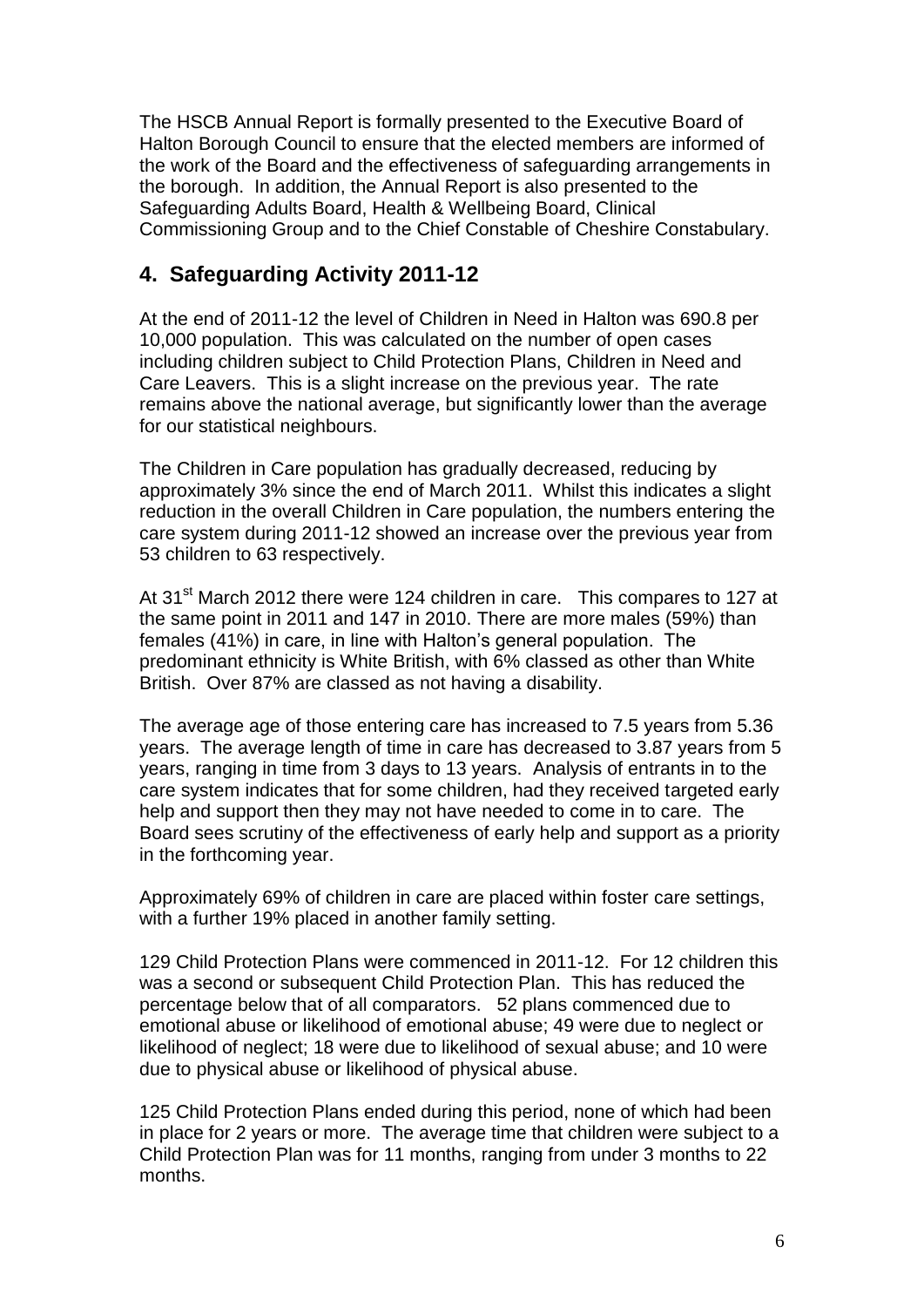The HSCB Annual Report is formally presented to the Executive Board of Halton Borough Council to ensure that the elected members are informed of the work of the Board and the effectiveness of safeguarding arrangements in the borough. In addition, the Annual Report is also presented to the Safeguarding Adults Board, Health & Wellbeing Board, Clinical Commissioning Group and to the Chief Constable of Cheshire Constabulary.

## 4. Safeguarding Activity 2011-12

At the end of 2011-12 the level of Children in Need in Halton was 690.8 per 10,000 population. This was calculated on the number of open cases including children subject to Child Protection Plans, Children in Need and Care Leavers. This is a slight increase on the previous year. The rate remains above the national average, but significantly lower than the average for our statistical neighbours.

The Children in Care population has gradually decreased, reducing by approximately 3% since the end of March 2011. Whilst this indicates a slight reduction in the overall Children in Care population, the numbers entering the care system during 2011-12 showed an increase over the previous year from 53 children to 63 respectively.

At 31st March 2012 there were 124 children in care. This compares to 127 at the same point in 2011 and 147 in 2010. There are more males (59%) than females (41%) in care, in line with Halton's general population. The predominant ethnicity is White British, with 6% classed as other than White British. Over 87% are classed as not having a disability.

The average age of those entering care has increased to 7.5 years from 5.36 years. The average length of time in care has decreased to 3.87 years from 5 years, ranging in time from 3 days to 13 years. Analysis of entrants in to the care system indicates that for some children, had they received targeted early help and support then they may not have needed to come in to care. The Board sees scrutiny of the effectiveness of early help and support as a priority in the forthcoming year.

Approximately 69% of children in care are placed within foster care settings, with a further 19% placed in another family setting.

129 Child Protection Plans were commenced in 2011-12. For 12 children this was a second or subsequent Child Protection Plan. This has reduced the percentage below that of all comparators. 52 plans commenced due to emotional abuse or likelihood of emotional abuse; 49 were due to neglect or likelihood of neglect; 18 were due to likelihood of sexual abuse; and 10 were due to physical abuse or likelihood of physical abuse.

125 Child Protection Plans ended during this period, none of which had been in place for 2 years or more. The average time that children were subject to a Child Protection Plan was for 11 months, ranging from under 3 months to 22 months.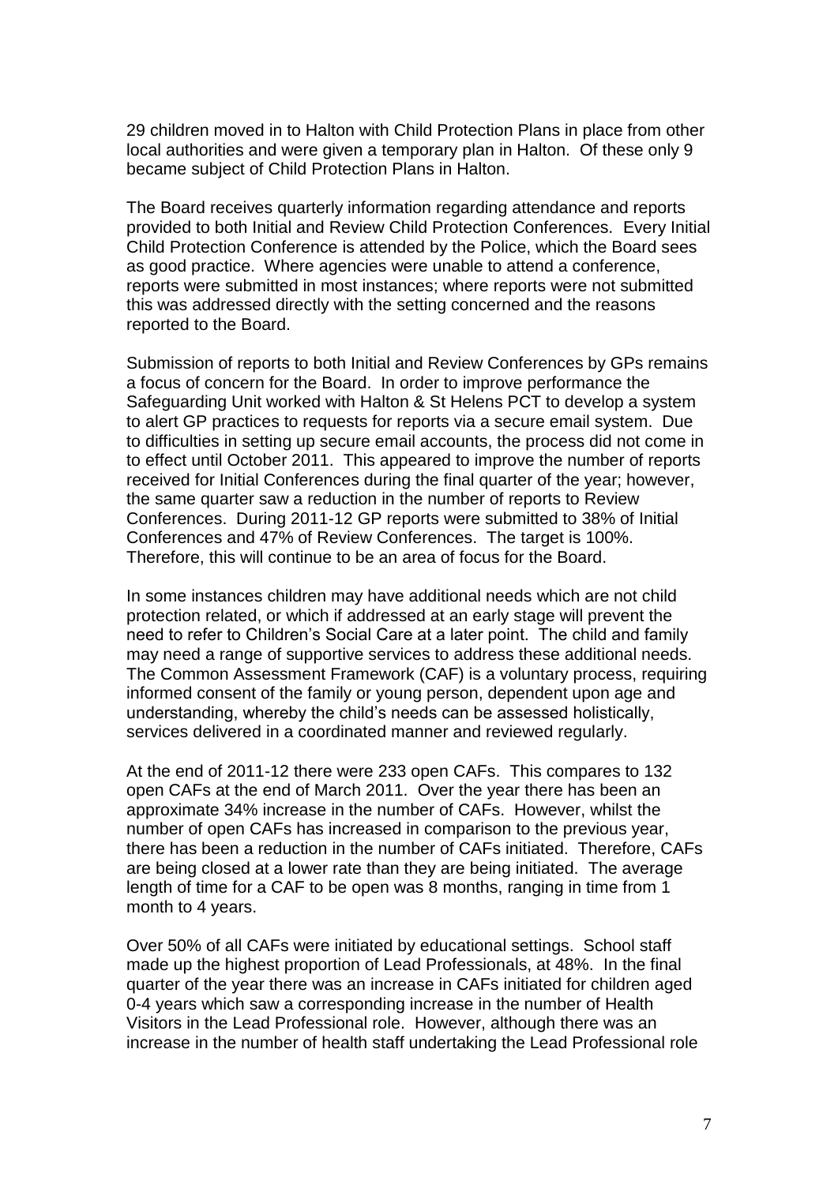29 children moved in to Halton with Child Protection Plans in place from other local authorities and were given a temporary plan in Halton. Of these only 9 became subject of Child Protection Plans in Halton.

The Board receives quarterly information regarding attendance and reports provided to both Initial and Review Child Protection Conferences. Every Initial Child Protection Conference is attended by the Police, which the Board sees as good practice. Where agencies were unable to attend a conference, reports were submitted in most instances; where reports were not submitted this was addressed directly with the setting concerned and the reasons reported to the Board.

Submission of reports to both Initial and Review Conferences by GPs remains a focus of concern for the Board. In order to improve performance the Safeguarding Unit worked with Halton & St Helens PCT to develop a system to alert GP practices to requests for reports via a secure email system. Due to difficulties in setting up secure email accounts, the process did not come in to effect until October 2011. This appeared to improve the number of reports received for Initial Conferences during the final quarter of the year; however, the same quarter saw a reduction in the number of reports to Review Conferences. During 2011-12 GP reports were submitted to 38% of Initial Conferences and 47% of Review Conferences. The target is 100%. Therefore, this will continue to be an area of focus for the Board.

In some instances children may have additional needs which are not child protection related, or which if addressed at an early stage will prevent the need to refer to Children's Social Care at a later point. The child and family may need a range of supportive services to address these additional needs. The Common Assessment Framework (CAF) is a voluntary process, requiring informed consent of the family or young person, dependent upon age and understanding, whereby the child's needs can be assessed holistically, services delivered in a coordinated manner and reviewed regularly.

At the end of 2011-12 there were 233 open CAFs. This compares to 132 open CAFs at the end of March 2011. Over the year there has been an approximate 34% increase in the number of CAFs. However, whilst the number of open CAFs has increased in comparison to the previous year, there has been a reduction in the number of CAFs initiated. Therefore, CAFs are being closed at a lower rate than they are being initiated. The average length of time for a CAF to be open was 8 months, ranging in time from 1 month to 4 years.

Over 50% of all CAFs were initiated by educational settings. School staff made up the highest proportion of Lead Professionals, at 48%. In the final quarter of the year there was an increase in CAFs initiated for children aged 0-4 years which saw a corresponding increase in the number of Health Visitors in the Lead Professional role. However, although there was an increase in the number of health staff undertaking the Lead Professional role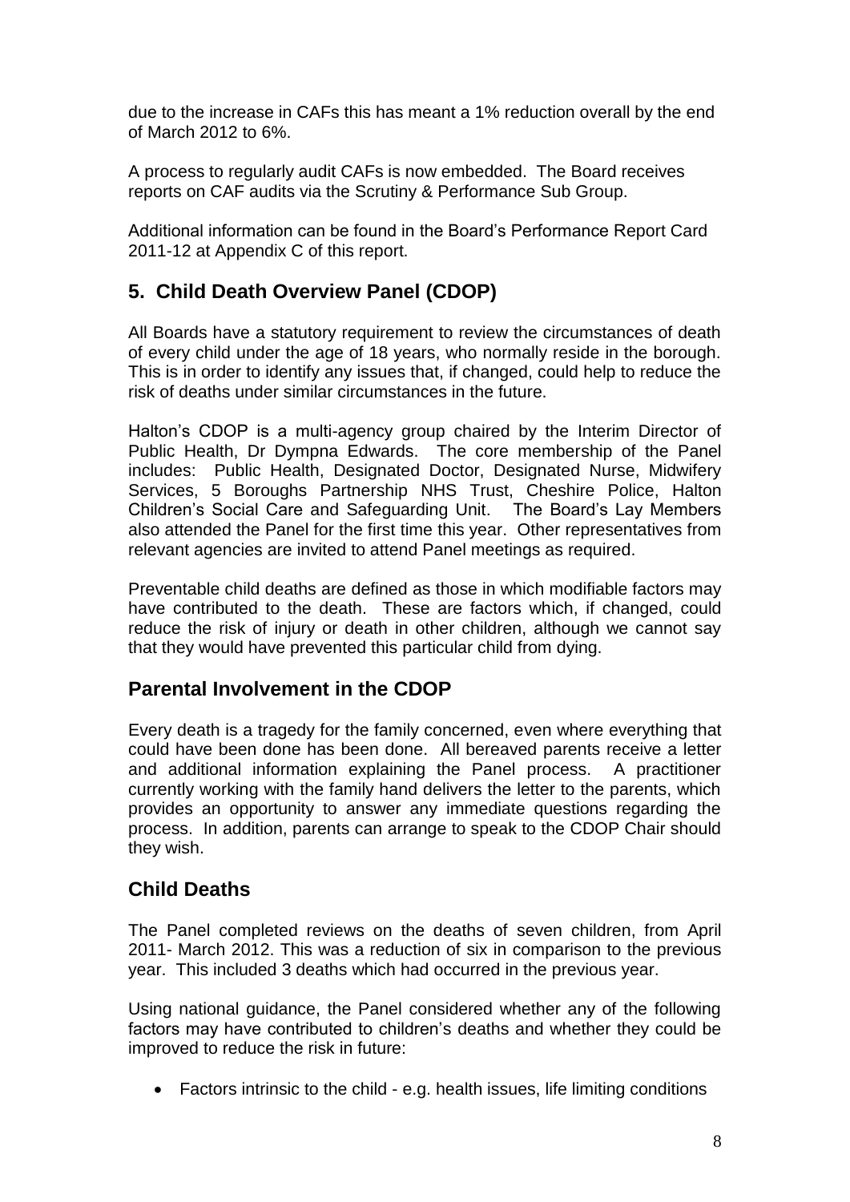due to the increase in CAFs this has meant a 1% reduction overall by the end of March 2012 to 6%.

A process to regularly audit CAFs is now embedded. The Board receives reports on CAF audits via the Scrutiny & Performance Sub Group.

Additional information can be found in the Board's Performance Report Card 2011-12 at Appendix C of this report.

## 5. Child Death Overview Panel (CDOP)

All Boards have a statutory requirement to review the circumstances of death of every child under the age of 18 years, who normally reside in the borough. This is in order to identify any issues that, if changed, could help to reduce the risk of deaths under similar circumstances in the future.

Halton's CDOP is a multi-agency group chaired by the Interim Director of Public Health, Dr Dympna Edwards. The core membership of the Panel includes: Public Health, Designated Doctor, Designated Nurse, Midwifery Services, 5 Boroughs Partnership NHS Trust, Cheshire Police, Halton Children's Social Care and Safeguarding Unit. The Board's Lay Members also attended the Panel for the first time this year. Other representatives from relevant agencies are invited to attend Panel meetings as required.

Preventable child deaths are defined as those in which modifiable factors may have contributed to the death. These are factors which, if changed, could reduce the risk of injury or death in other children, although we cannot say that they would have prevented this particular child from dying.

## Parental Involvement in the CDOP

Every death is a tragedy for the family concerned, even where everything that could have been done has been done. All bereaved parents receive a letter and additional information explaining the Panel process. A practitioner currently working with the family hand delivers the letter to the parents, which provides an opportunity to answer any immediate questions regarding the process. In addition, parents can arrange to speak to the CDOP Chair should they wish.

## Child Deaths

The Panel completed reviews on the deaths of seven children, from April 2011- March 2012. This was a reduction of six in comparison to the previous year. This included 3 deaths which had occurred in the previous year.

Using national guidance, the Panel considered whether any of the following factors may have contributed to children's deaths and whether they could be improved to reduce the risk in future:

- Factors intrinsic to the child - e.g. health issues, life limiting conditions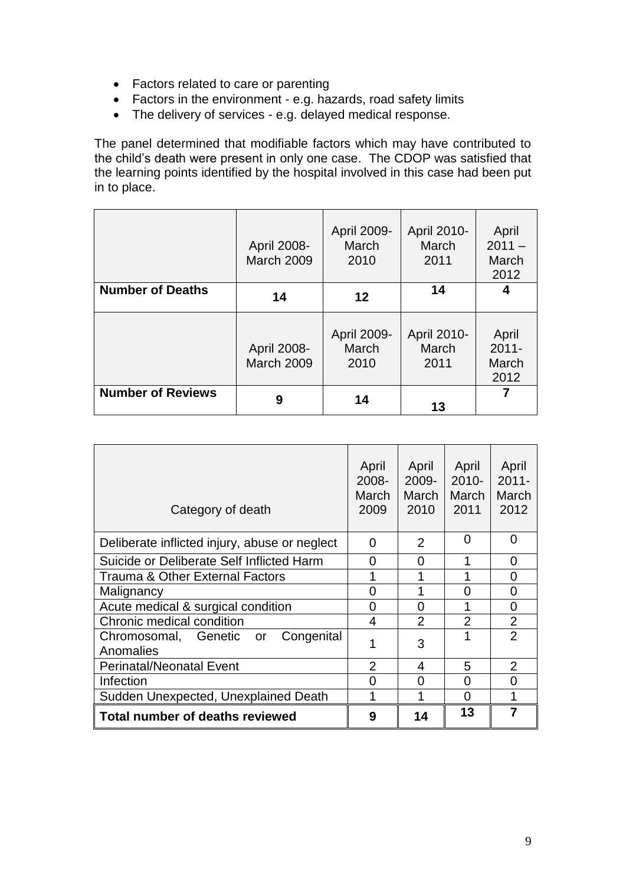- Factors related to care or parenting
- Factors in the environment - e.g. hazards, road safety limits
- The delivery of services - e.g. delayed medical response.

The panel determined that modifiable factors which may have contributed to the child's death were present in only one case. The CDOP was satisfied that the learning points identified by the hospital involved in this case had been put in to place.

| | April 2008-March 2009 | April 2009-March 2010 | April 2010-March 2011 | April 2011 – March 2012 |
|---|---|---|---|---|
| **Number of Deaths** | **14** | **12** | **14** | **4** |
| | April 2008-March 2009 | April 2009-March 2010 | April 2010-March 2011 | April 2011-March 2012 |
| **Number of Reviews** | **9** | **14** | **13** | **7** |

| Category of death | April 2008-March 2009 | April 2009-March 2010 | April 2010-March 2011 | April 2011-March 2012 |
|---|---|---|---|---|
| Deliberate inflicted injury, abuse or neglect | 0 | 2 | 0 | 0 |
| Suicide or Deliberate Self Inflicted Harm | 0 | 0 | 1 | 0 |
| Trauma & Other External Factors | 1 | 1 | 1 | 0 |
| Malignancy | 0 | 1 | 0 | 0 |
| Acute medical & surgical condition | 0 | 0 | 1 | 0 |
| Chronic medical condition | 4 | 2 | 2 | 2 |
| Chromosomal, Genetic or Congenital Anomalies | 1 | 3 | 1 | 2 |
| Perinatal/Neonatal Event | 2 | 4 | 5 | 2 |
| Infection | 0 | 0 | 0 | 0 |
| Sudden Unexpected, Unexplained Death | 1 | 1 | 0 | 1 |
| **Total number of deaths reviewed** | **9** | **14** | **13** | **7** |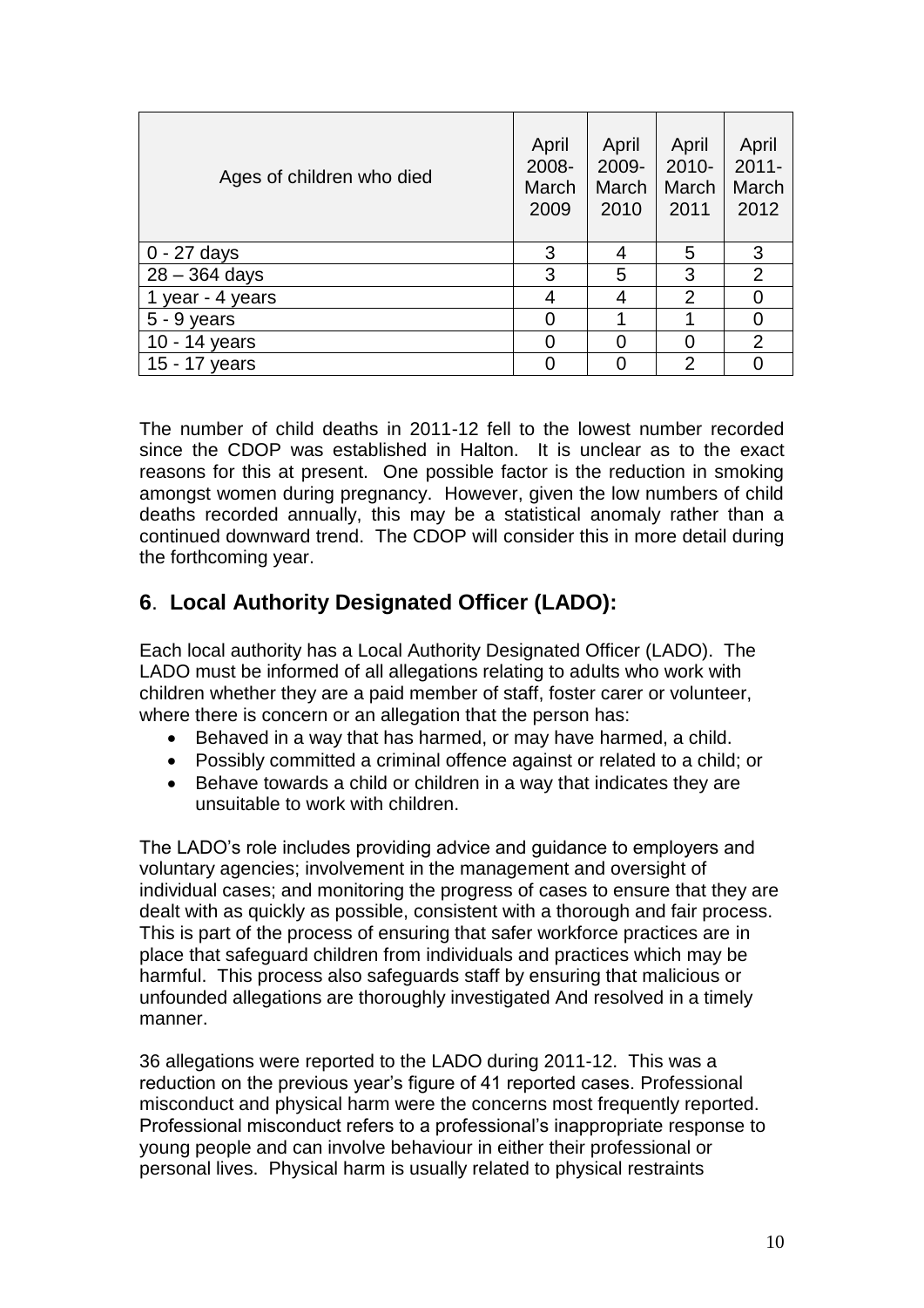| Ages of children who died | April 2008-March 2009 | April 2009-March 2010 | April 2010-March 2011 | April 2011-March 2012 |
|---|---|---|---|---|
| 0 - 27 days | 3 | 4 | 5 | 3 |
| 28 – 364 days | 3 | 5 | 3 | 2 |
| 1 year - 4 years | 4 | 4 | 2 | 0 |
| 5 - 9 years | 0 | 1 | 1 | 0 |
| 10 - 14 years | 0 | 0 | 0 | 2 |
| 15 - 17 years | 0 | 0 | 2 | 0 |

The number of child deaths in 2011-12 fell to the lowest number recorded since the CDOP was established in Halton. It is unclear as to the exact reasons for this at present. One possible factor is the reduction in smoking amongst women during pregnancy. However, given the low numbers of child deaths recorded annually, this may be a statistical anomaly rather than a continued downward trend. The CDOP will consider this in more detail during the forthcoming year.

## 6. Local Authority Designated Officer (LADO):

Each local authority has a Local Authority Designated Officer (LADO). The LADO must be informed of all allegations relating to adults who work with children whether they are a paid member of staff, foster carer or volunteer, where there is concern or an allegation that the person has:

- Behaved in a way that has harmed, or may have harmed, a child.
- Possibly committed a criminal offence against or related to a child; or
- Behave towards a child or children in a way that indicates they are unsuitable to work with children.

The LADO's role includes providing advice and guidance to employers and voluntary agencies; involvement in the management and oversight of individual cases; and monitoring the progress of cases to ensure that they are dealt with as quickly as possible, consistent with a thorough and fair process. This is part of the process of ensuring that safer workforce practices are in place that safeguard children from individuals and practices which may be harmful. This process also safeguards staff by ensuring that malicious or unfounded allegations are thoroughly investigated And resolved in a timely manner.

36 allegations were reported to the LADO during 2011-12. This was a reduction on the previous year's figure of 41 reported cases. Professional misconduct and physical harm were the concerns most frequently reported. Professional misconduct refers to a professional's inappropriate response to young people and can involve behaviour in either their professional or personal lives. Physical harm is usually related to physical restraints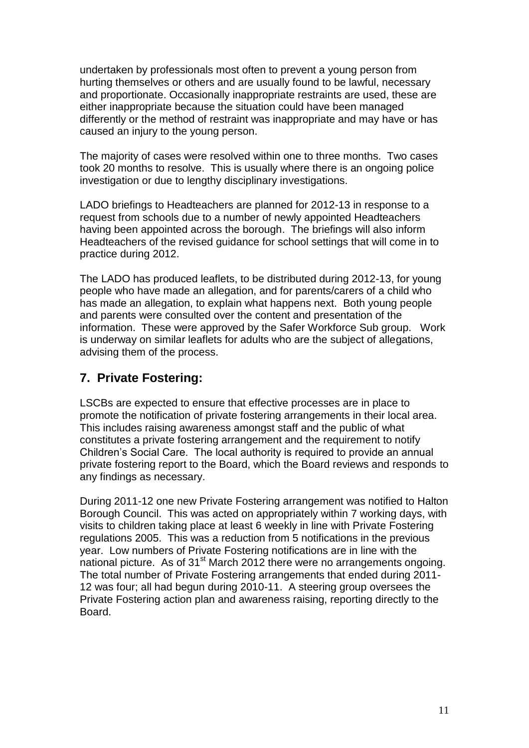undertaken by professionals most often to prevent a young person from hurting themselves or others and are usually found to be lawful, necessary and proportionate. Occasionally inappropriate restraints are used, these are either inappropriate because the situation could have been managed differently or the method of restraint was inappropriate and may have or has caused an injury to the young person.

The majority of cases were resolved within one to three months. Two cases took 20 months to resolve. This is usually where there is an ongoing police investigation or due to lengthy disciplinary investigations.

LADO briefings to Headteachers are planned for 2012-13 in response to a request from schools due to a number of newly appointed Headteachers having been appointed across the borough. The briefings will also inform Headteachers of the revised guidance for school settings that will come in to practice during 2012.

The LADO has produced leaflets, to be distributed during 2012-13, for young people who have made an allegation, and for parents/carers of a child who has made an allegation, to explain what happens next. Both young people and parents were consulted over the content and presentation of the information. These were approved by the Safer Workforce Sub group. Work is underway on similar leaflets for adults who are the subject of allegations, advising them of the process.

## 7. Private Fostering:

LSCBs are expected to ensure that effective processes are in place to promote the notification of private fostering arrangements in their local area. This includes raising awareness amongst staff and the public of what constitutes a private fostering arrangement and the requirement to notify Children's Social Care. The local authority is required to provide an annual private fostering report to the Board, which the Board reviews and responds to any findings as necessary.

During 2011-12 one new Private Fostering arrangement was notified to Halton Borough Council. This was acted on appropriately within 7 working days, with visits to children taking place at least 6 weekly in line with Private Fostering regulations 2005. This was a reduction from 5 notifications in the previous year. Low numbers of Private Fostering notifications are in line with the national picture. As of 31st March 2012 there were no arrangements ongoing. The total number of Private Fostering arrangements that ended during 2011-12 was four; all had begun during 2010-11. A steering group oversees the Private Fostering action plan and awareness raising, reporting directly to the Board.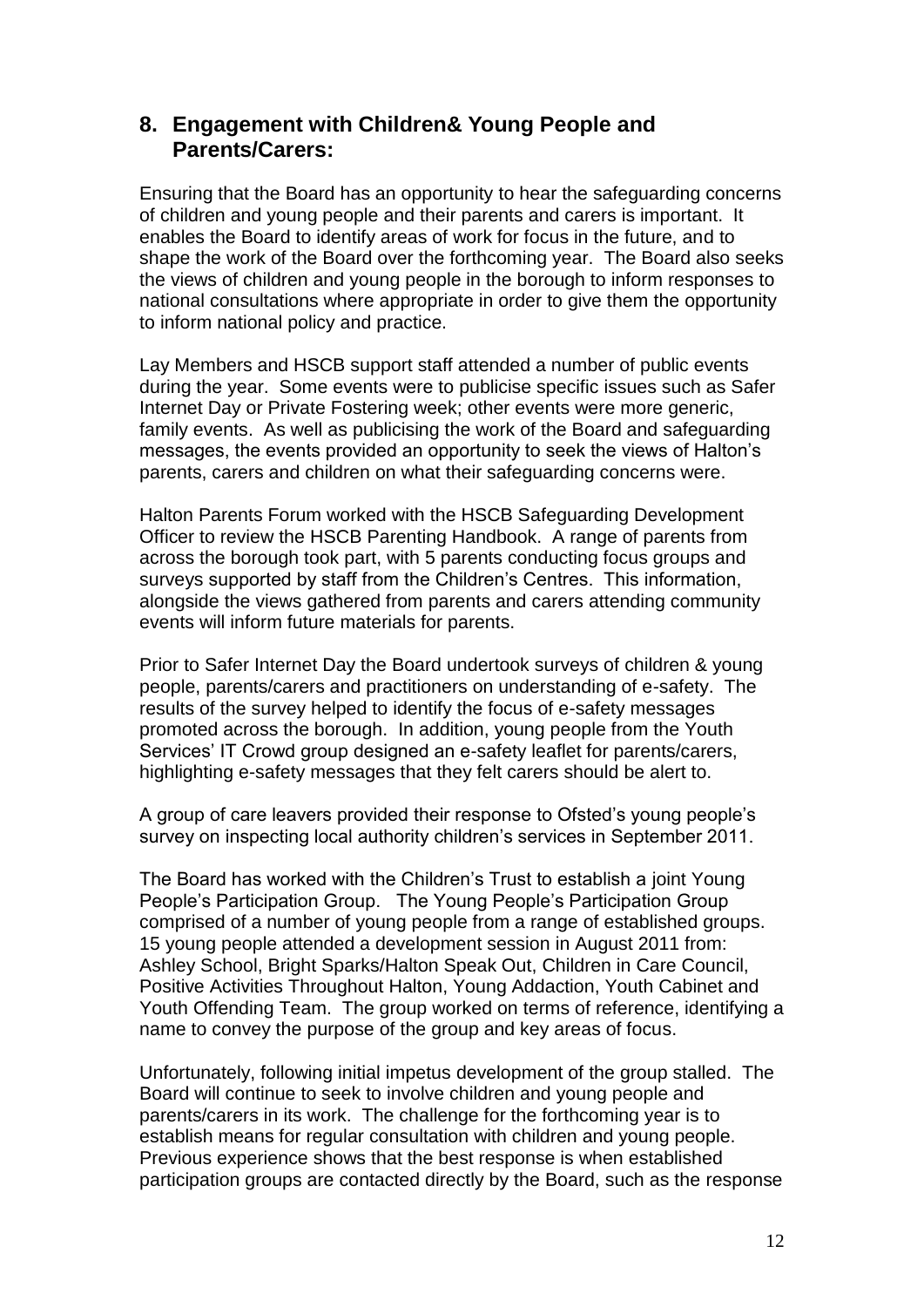## 8. Engagement with Children& Young People and Parents/Carers:

Ensuring that the Board has an opportunity to hear the safeguarding concerns of children and young people and their parents and carers is important. It enables the Board to identify areas of work for focus in the future, and to shape the work of the Board over the forthcoming year. The Board also seeks the views of children and young people in the borough to inform responses to national consultations where appropriate in order to give them the opportunity to inform national policy and practice.

Lay Members and HSCB support staff attended a number of public events during the year. Some events were to publicise specific issues such as Safer Internet Day or Private Fostering week; other events were more generic, family events. As well as publicising the work of the Board and safeguarding messages, the events provided an opportunity to seek the views of Halton's parents, carers and children on what their safeguarding concerns were.

Halton Parents Forum worked with the HSCB Safeguarding Development Officer to review the HSCB Parenting Handbook. A range of parents from across the borough took part, with 5 parents conducting focus groups and surveys supported by staff from the Children's Centres. This information, alongside the views gathered from parents and carers attending community events will inform future materials for parents.

Prior to Safer Internet Day the Board undertook surveys of children & young people, parents/carers and practitioners on understanding of e-safety. The results of the survey helped to identify the focus of e-safety messages promoted across the borough. In addition, young people from the Youth Services' IT Crowd group designed an e-safety leaflet for parents/carers, highlighting e-safety messages that they felt carers should be alert to.

A group of care leavers provided their response to Ofsted's young people's survey on inspecting local authority children's services in September 2011.

The Board has worked with the Children's Trust to establish a joint Young People's Participation Group. The Young People's Participation Group comprised of a number of young people from a range of established groups. 15 young people attended a development session in August 2011 from: Ashley School, Bright Sparks/Halton Speak Out, Children in Care Council, Positive Activities Throughout Halton, Young Addaction, Youth Cabinet and Youth Offending Team. The group worked on terms of reference, identifying a name to convey the purpose of the group and key areas of focus.

Unfortunately, following initial impetus development of the group stalled. The Board will continue to seek to involve children and young people and parents/carers in its work. The challenge for the forthcoming year is to establish means for regular consultation with children and young people. Previous experience shows that the best response is when established participation groups are contacted directly by the Board, such as the response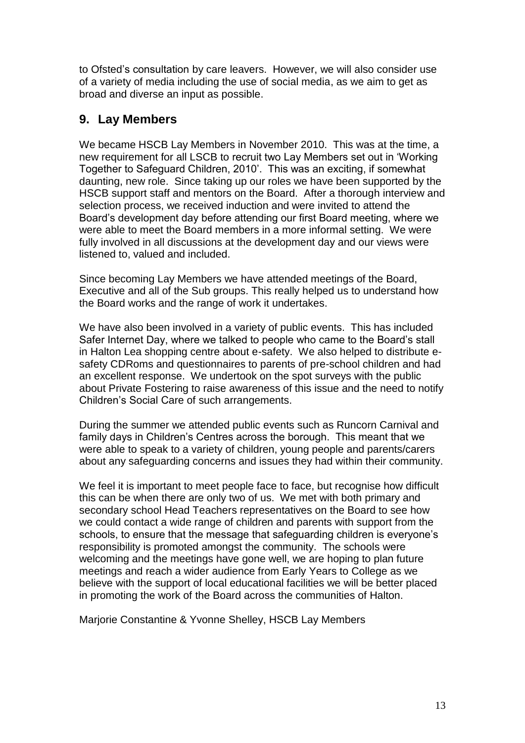to Ofsted's consultation by care leavers. However, we will also consider use of a variety of media including the use of social media, as we aim to get as broad and diverse an input as possible.

## 9. Lay Members

We became HSCB Lay Members in November 2010. This was at the time, a new requirement for all LSCB to recruit two Lay Members set out in 'Working Together to Safeguard Children, 2010'. This was an exciting, if somewhat daunting, new role. Since taking up our roles we have been supported by the HSCB support staff and mentors on the Board. After a thorough interview and selection process, we received induction and were invited to attend the Board's development day before attending our first Board meeting, where we were able to meet the Board members in a more informal setting. We were fully involved in all discussions at the development day and our views were listened to, valued and included.

Since becoming Lay Members we have attended meetings of the Board, Executive and all of the Sub groups. This really helped us to understand how the Board works and the range of work it undertakes.

We have also been involved in a variety of public events. This has included Safer Internet Day, where we talked to people who came to the Board's stall in Halton Lea shopping centre about e-safety. We also helped to distribute e-safety CDRoms and questionnaires to parents of pre-school children and had an excellent response. We undertook on the spot surveys with the public about Private Fostering to raise awareness of this issue and the need to notify Children's Social Care of such arrangements.

During the summer we attended public events such as Runcorn Carnival and family days in Children's Centres across the borough. This meant that we were able to speak to a variety of children, young people and parents/carers about any safeguarding concerns and issues they had within their community.

We feel it is important to meet people face to face, but recognise how difficult this can be when there are only two of us. We met with both primary and secondary school Head Teachers representatives on the Board to see how we could contact a wide range of children and parents with support from the schools, to ensure that the message that safeguarding children is everyone's responsibility is promoted amongst the community. The schools were welcoming and the meetings have gone well, we are hoping to plan future meetings and reach a wider audience from Early Years to College as we believe with the support of local educational facilities we will be better placed in promoting the work of the Board across the communities of Halton.

Marjorie Constantine & Yvonne Shelley, HSCB Lay Members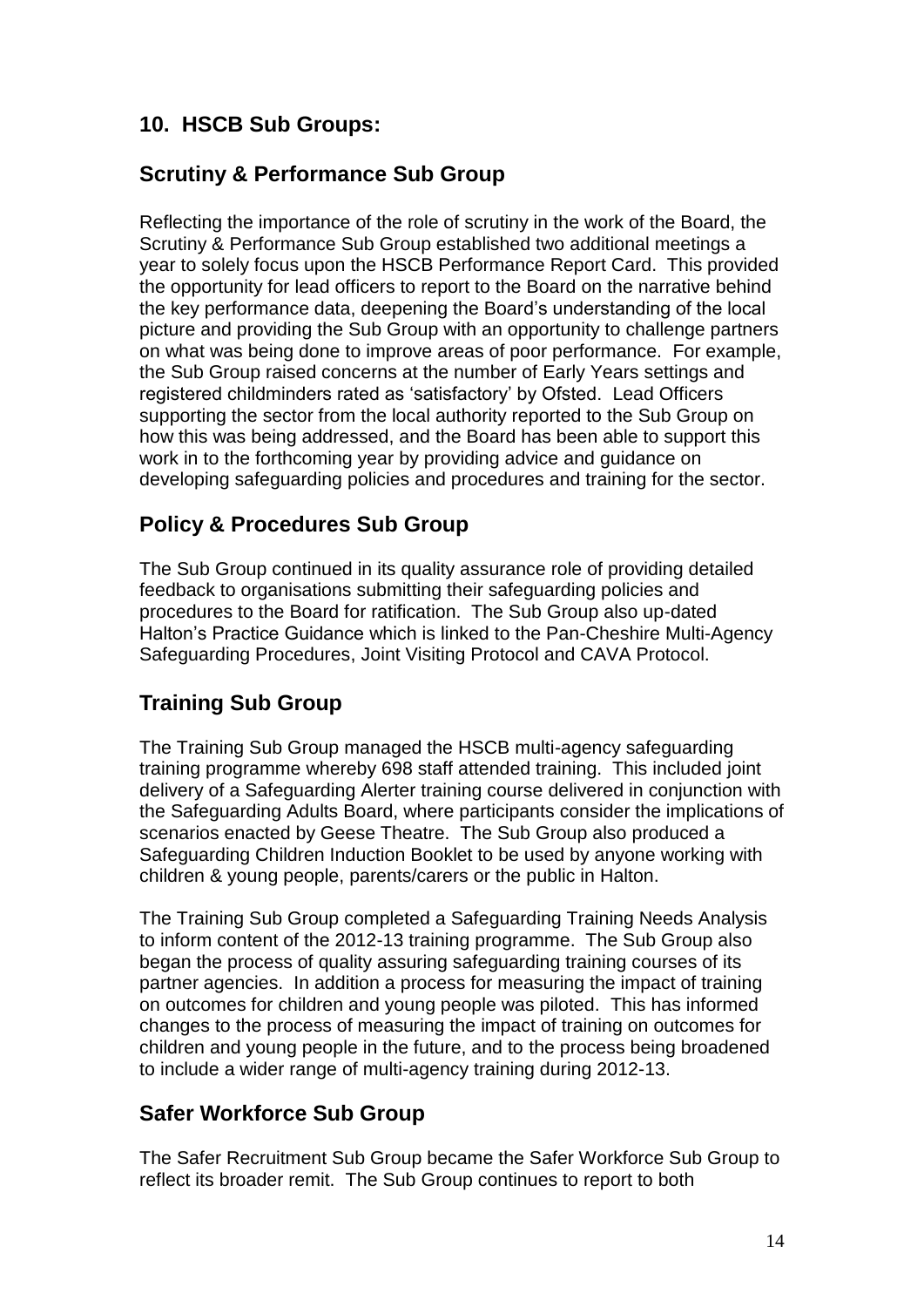## 10. HSCB Sub Groups:

### Scrutiny & Performance Sub Group

Reflecting the importance of the role of scrutiny in the work of the Board, the Scrutiny & Performance Sub Group established two additional meetings a year to solely focus upon the HSCB Performance Report Card. This provided the opportunity for lead officers to report to the Board on the narrative behind the key performance data, deepening the Board's understanding of the local picture and providing the Sub Group with an opportunity to challenge partners on what was being done to improve areas of poor performance. For example, the Sub Group raised concerns at the number of Early Years settings and registered childminders rated as 'satisfactory' by Ofsted. Lead Officers supporting the sector from the local authority reported to the Sub Group on how this was being addressed, and the Board has been able to support this work in to the forthcoming year by providing advice and guidance on developing safeguarding policies and procedures and training for the sector.

### Policy & Procedures Sub Group

The Sub Group continued in its quality assurance role of providing detailed feedback to organisations submitting their safeguarding policies and procedures to the Board for ratification. The Sub Group also up-dated Halton's Practice Guidance which is linked to the Pan-Cheshire Multi-Agency Safeguarding Procedures, Joint Visiting Protocol and CAVA Protocol.

### Training Sub Group

The Training Sub Group managed the HSCB multi-agency safeguarding training programme whereby 698 staff attended training. This included joint delivery of a Safeguarding Alerter training course delivered in conjunction with the Safeguarding Adults Board, where participants consider the implications of scenarios enacted by Geese Theatre. The Sub Group also produced a Safeguarding Children Induction Booklet to be used by anyone working with children & young people, parents/carers or the public in Halton.

The Training Sub Group completed a Safeguarding Training Needs Analysis to inform content of the 2012-13 training programme. The Sub Group also began the process of quality assuring safeguarding training courses of its partner agencies. In addition a process for measuring the impact of training on outcomes for children and young people was piloted. This has informed changes to the process of measuring the impact of training on outcomes for children and young people in the future, and to the process being broadened to include a wider range of multi-agency training during 2012-13.

### Safer Workforce Sub Group

The Safer Recruitment Sub Group became the Safer Workforce Sub Group to reflect its broader remit. The Sub Group continues to report to both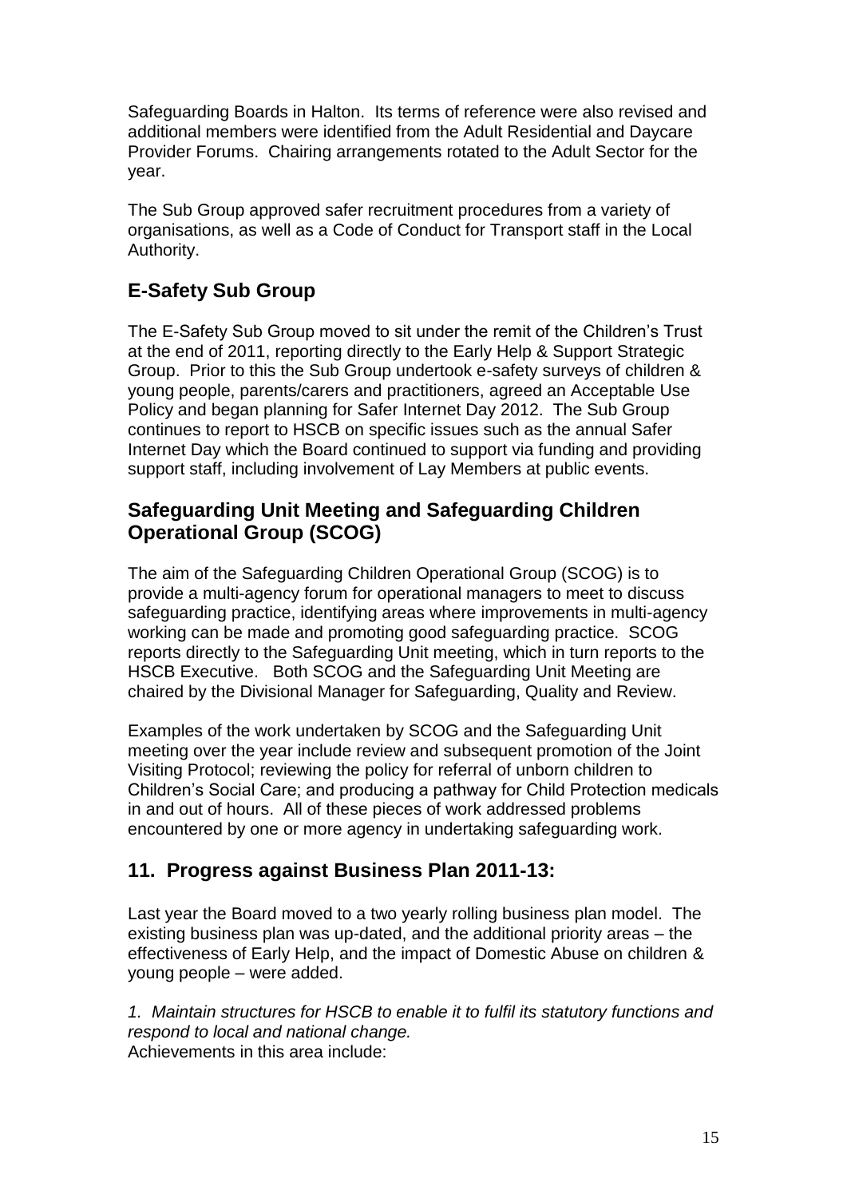Safeguarding Boards in Halton. Its terms of reference were also revised and additional members were identified from the Adult Residential and Daycare Provider Forums. Chairing arrangements rotated to the Adult Sector for the year.

The Sub Group approved safer recruitment procedures from a variety of organisations, as well as a Code of Conduct for Transport staff in the Local Authority.

## E-Safety Sub Group

The E-Safety Sub Group moved to sit under the remit of the Children's Trust at the end of 2011, reporting directly to the Early Help & Support Strategic Group. Prior to this the Sub Group undertook e-safety surveys of children & young people, parents/carers and practitioners, agreed an Acceptable Use Policy and began planning for Safer Internet Day 2012. The Sub Group continues to report to HSCB on specific issues such as the annual Safer Internet Day which the Board continued to support via funding and providing support staff, including involvement of Lay Members at public events.

## Safeguarding Unit Meeting and Safeguarding Children Operational Group (SCOG)

The aim of the Safeguarding Children Operational Group (SCOG) is to provide a multi-agency forum for operational managers to meet to discuss safeguarding practice, identifying areas where improvements in multi-agency working can be made and promoting good safeguarding practice. SCOG reports directly to the Safeguarding Unit meeting, which in turn reports to the HSCB Executive. Both SCOG and the Safeguarding Unit Meeting are chaired by the Divisional Manager for Safeguarding, Quality and Review.

Examples of the work undertaken by SCOG and the Safeguarding Unit meeting over the year include review and subsequent promotion of the Joint Visiting Protocol; reviewing the policy for referral of unborn children to Children's Social Care; and producing a pathway for Child Protection medicals in and out of hours. All of these pieces of work addressed problems encountered by one or more agency in undertaking safeguarding work.

## 11. Progress against Business Plan 2011-13:

Last year the Board moved to a two yearly rolling business plan model. The existing business plan was up-dated, and the additional priority areas – the effectiveness of Early Help, and the impact of Domestic Abuse on children & young people – were added.

*1. Maintain structures for HSCB to enable it to fulfil its statutory functions and respond to local and national change.*
Achievements in this area include: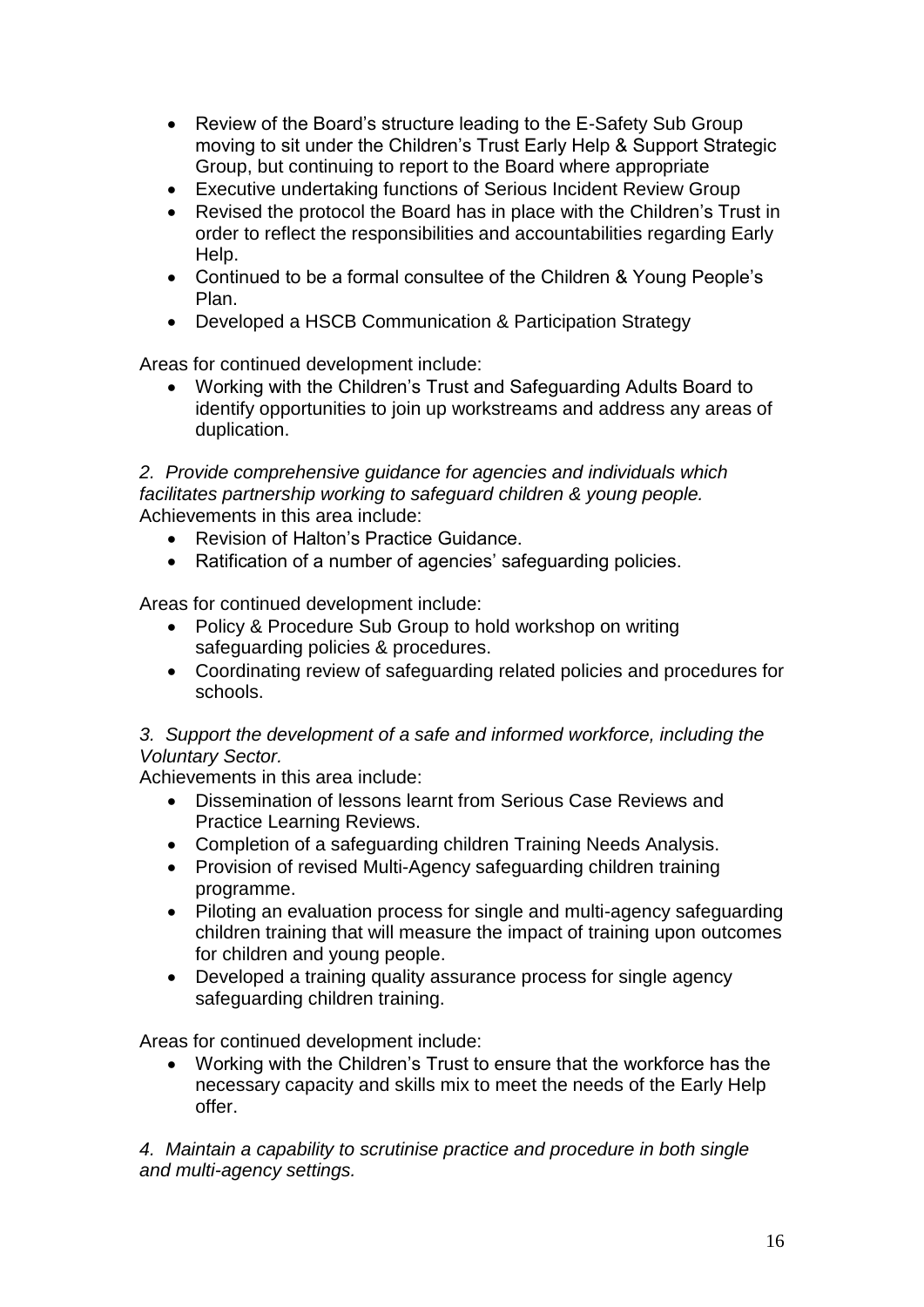- Review of the Board's structure leading to the E-Safety Sub Group moving to sit under the Children's Trust Early Help & Support Strategic Group, but continuing to report to the Board where appropriate
- Executive undertaking functions of Serious Incident Review Group
- Revised the protocol the Board has in place with the Children's Trust in order to reflect the responsibilities and accountabilities regarding Early Help.
- Continued to be a formal consultee of the Children & Young People's Plan.
- Developed a HSCB Communication & Participation Strategy

Areas for continued development include:

- Working with the Children's Trust and Safeguarding Adults Board to identify opportunities to join up workstreams and address any areas of duplication.

*2. Provide comprehensive guidance for agencies and individuals which facilitates partnership working to safeguard children & young people.*
Achievements in this area include:

- Revision of Halton's Practice Guidance.
- Ratification of a number of agencies' safeguarding policies.

Areas for continued development include:

- Policy & Procedure Sub Group to hold workshop on writing safeguarding policies & procedures.
- Coordinating review of safeguarding related policies and procedures for schools.

*3. Support the development of a safe and informed workforce, including the Voluntary Sector.*
Achievements in this area include:

- Dissemination of lessons learnt from Serious Case Reviews and Practice Learning Reviews.
- Completion of a safeguarding children Training Needs Analysis.
- Provision of revised Multi-Agency safeguarding children training programme.
- Piloting an evaluation process for single and multi-agency safeguarding children training that will measure the impact of training upon outcomes for children and young people.
- Developed a training quality assurance process for single agency safeguarding children training.

Areas for continued development include:

- Working with the Children's Trust to ensure that the workforce has the necessary capacity and skills mix to meet the needs of the Early Help offer.

*4. Maintain a capability to scrutinise practice and procedure in both single and multi-agency settings.*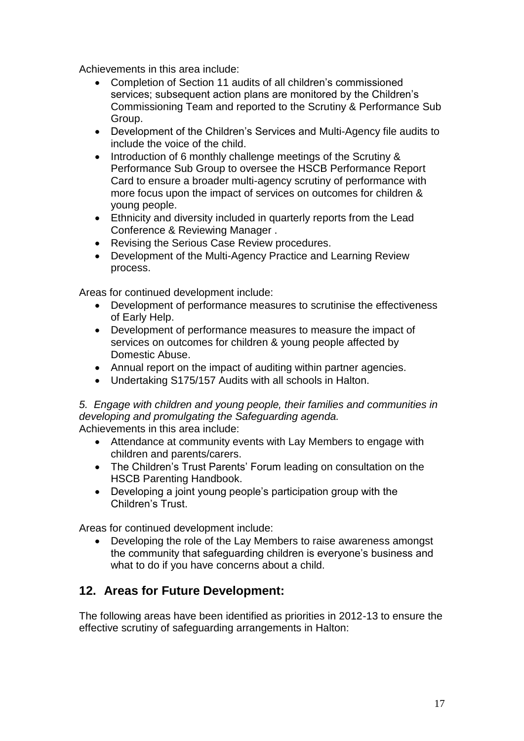Achievements in this area include:

- Completion of Section 11 audits of all children's commissioned services; subsequent action plans are monitored by the Children's Commissioning Team and reported to the Scrutiny & Performance Sub Group.
- Development of the Children's Services and Multi-Agency file audits to include the voice of the child.
- Introduction of 6 monthly challenge meetings of the Scrutiny & Performance Sub Group to oversee the HSCB Performance Report Card to ensure a broader multi-agency scrutiny of performance with more focus upon the impact of services on outcomes for children & young people.
- Ethnicity and diversity included in quarterly reports from the Lead Conference & Reviewing Manager .
- Revising the Serious Case Review procedures.
- Development of the Multi-Agency Practice and Learning Review process.

Areas for continued development include:

- Development of performance measures to scrutinise the effectiveness of Early Help.
- Development of performance measures to measure the impact of services on outcomes for children & young people affected by Domestic Abuse.
- Annual report on the impact of auditing within partner agencies.
- Undertaking S175/157 Audits with all schools in Halton.

*5. Engage with children and young people, their families and communities in developing and promulgating the Safeguarding agenda.*

Achievements in this area include:

- Attendance at community events with Lay Members to engage with children and parents/carers.
- The Children's Trust Parents' Forum leading on consultation on the HSCB Parenting Handbook.
- Developing a joint young people's participation group with the Children's Trust.

Areas for continued development include:

- Developing the role of the Lay Members to raise awareness amongst the community that safeguarding children is everyone's business and what to do if you have concerns about a child.

## 12. Areas for Future Development:

The following areas have been identified as priorities in 2012-13 to ensure the effective scrutiny of safeguarding arrangements in Halton: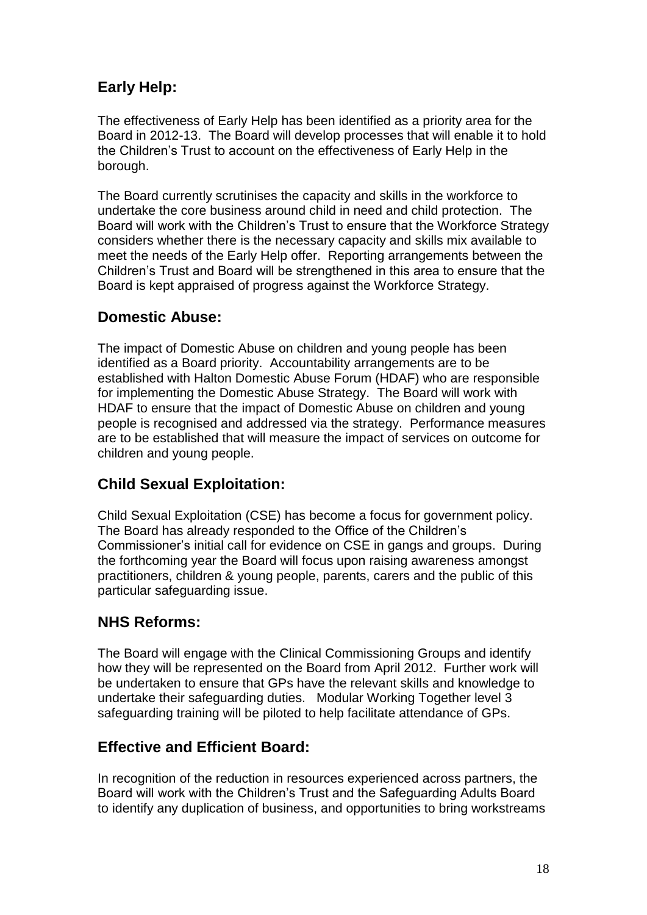## Early Help:

The effectiveness of Early Help has been identified as a priority area for the Board in 2012-13. The Board will develop processes that will enable it to hold the Children's Trust to account on the effectiveness of Early Help in the borough.

The Board currently scrutinises the capacity and skills in the workforce to undertake the core business around child in need and child protection. The Board will work with the Children's Trust to ensure that the Workforce Strategy considers whether there is the necessary capacity and skills mix available to meet the needs of the Early Help offer. Reporting arrangements between the Children's Trust and Board will be strengthened in this area to ensure that the Board is kept appraised of progress against the Workforce Strategy.

## Domestic Abuse:

The impact of Domestic Abuse on children and young people has been identified as a Board priority. Accountability arrangements are to be established with Halton Domestic Abuse Forum (HDAF) who are responsible for implementing the Domestic Abuse Strategy. The Board will work with HDAF to ensure that the impact of Domestic Abuse on children and young people is recognised and addressed via the strategy. Performance measures are to be established that will measure the impact of services on outcome for children and young people.

## Child Sexual Exploitation:

Child Sexual Exploitation (CSE) has become a focus for government policy. The Board has already responded to the Office of the Children's Commissioner's initial call for evidence on CSE in gangs and groups. During the forthcoming year the Board will focus upon raising awareness amongst practitioners, children & young people, parents, carers and the public of this particular safeguarding issue.

## NHS Reforms:

The Board will engage with the Clinical Commissioning Groups and identify how they will be represented on the Board from April 2012. Further work will be undertaken to ensure that GPs have the relevant skills and knowledge to undertake their safeguarding duties. Modular Working Together level 3 safeguarding training will be piloted to help facilitate attendance of GPs.

## Effective and Efficient Board:

In recognition of the reduction in resources experienced across partners, the Board will work with the Children's Trust and the Safeguarding Adults Board to identify any duplication of business, and opportunities to bring workstreams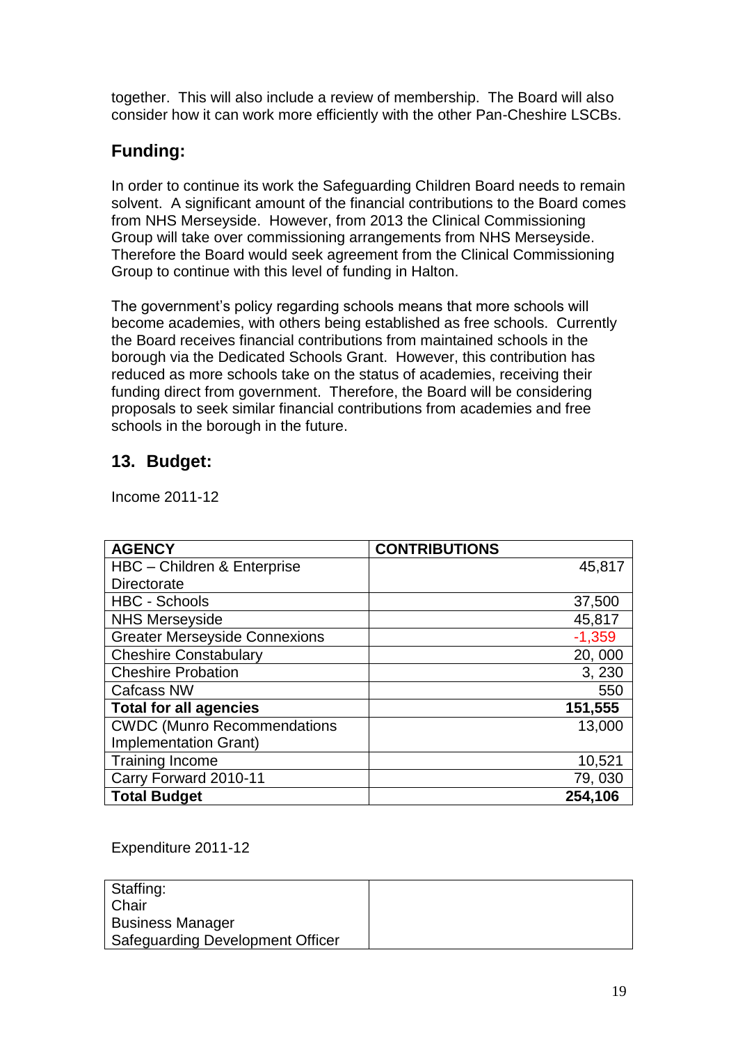together. This will also include a review of membership. The Board will also consider how it can work more efficiently with the other Pan-Cheshire LSCBs.

## Funding:

In order to continue its work the Safeguarding Children Board needs to remain solvent. A significant amount of the financial contributions to the Board comes from NHS Merseyside. However, from 2013 the Clinical Commissioning Group will take over commissioning arrangements from NHS Merseyside. Therefore the Board would seek agreement from the Clinical Commissioning Group to continue with this level of funding in Halton.

The government's policy regarding schools means that more schools will become academies, with others being established as free schools. Currently the Board receives financial contributions from maintained schools in the borough via the Dedicated Schools Grant. However, this contribution has reduced as more schools take on the status of academies, receiving their funding direct from government. Therefore, the Board will be considering proposals to seek similar financial contributions from academies and free schools in the borough in the future.

## 13. Budget:

Income 2011-12

| AGENCY | CONTRIBUTIONS |
|---|---:|
| HBC – Children & Enterprise Directorate | 45,817 |
| HBC - Schools | 37,500 |
| NHS Merseyside | 45,817 |
| Greater Merseyside Connexions | -1,359 |
| Cheshire Constabulary | 20, 000 |
| Cheshire Probation | 3, 230 |
| Cafcass NW | 550 |
| **Total for all agencies** | **151,555** |
| CWDC (Munro Recommendations Implementation Grant) | 13,000 |
| Training Income | 10,521 |
| Carry Forward 2010-11 | 79, 030 |
| **Total Budget** | **254,106** |

Expenditure 2011-12

| Staffing:<br>Chair<br>Business Manager<br>Safeguarding Development Officer | |
|---|---|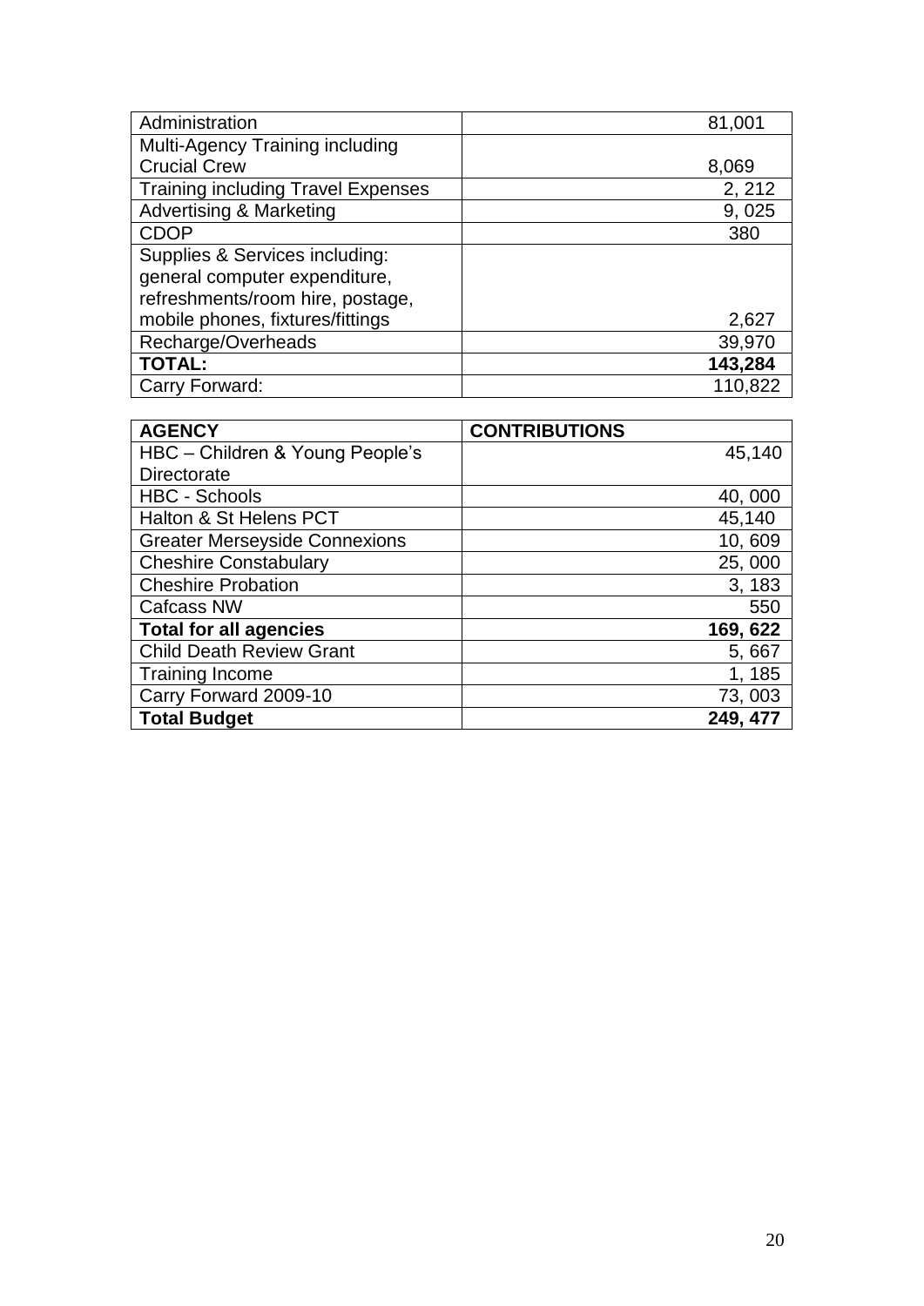| | |
|---|---|
| Administration | 81,001 |
| Multi-Agency Training including Crucial Crew | 8,069 |
| Training including Travel Expenses | 2, 212 |
| Advertising & Marketing | 9, 025 |
| CDOP | 380 |
| Supplies & Services including: general computer expenditure, refreshments/room hire, postage, mobile phones, fixtures/fittings | 2,627 |
| Recharge/Overheads | 39,970 |
| **TOTAL:** | **143,284** |
| Carry Forward: | 110,822 |

| **AGENCY** | **CONTRIBUTIONS** |
|---|---|
| HBC – Children & Young People's Directorate | 45,140 |
| HBC - Schools | 40, 000 |
| Halton & St Helens PCT | 45,140 |
| Greater Merseyside Connexions | 10, 609 |
| Cheshire Constabulary | 25, 000 |
| Cheshire Probation | 3, 183 |
| Cafcass NW | 550 |
| **Total for all agencies** | **169, 622** |
| Child Death Review Grant | 5, 667 |
| Training Income | 1, 185 |
| Carry Forward 2009-10 | 73, 003 |
| **Total Budget** | **249, 477** |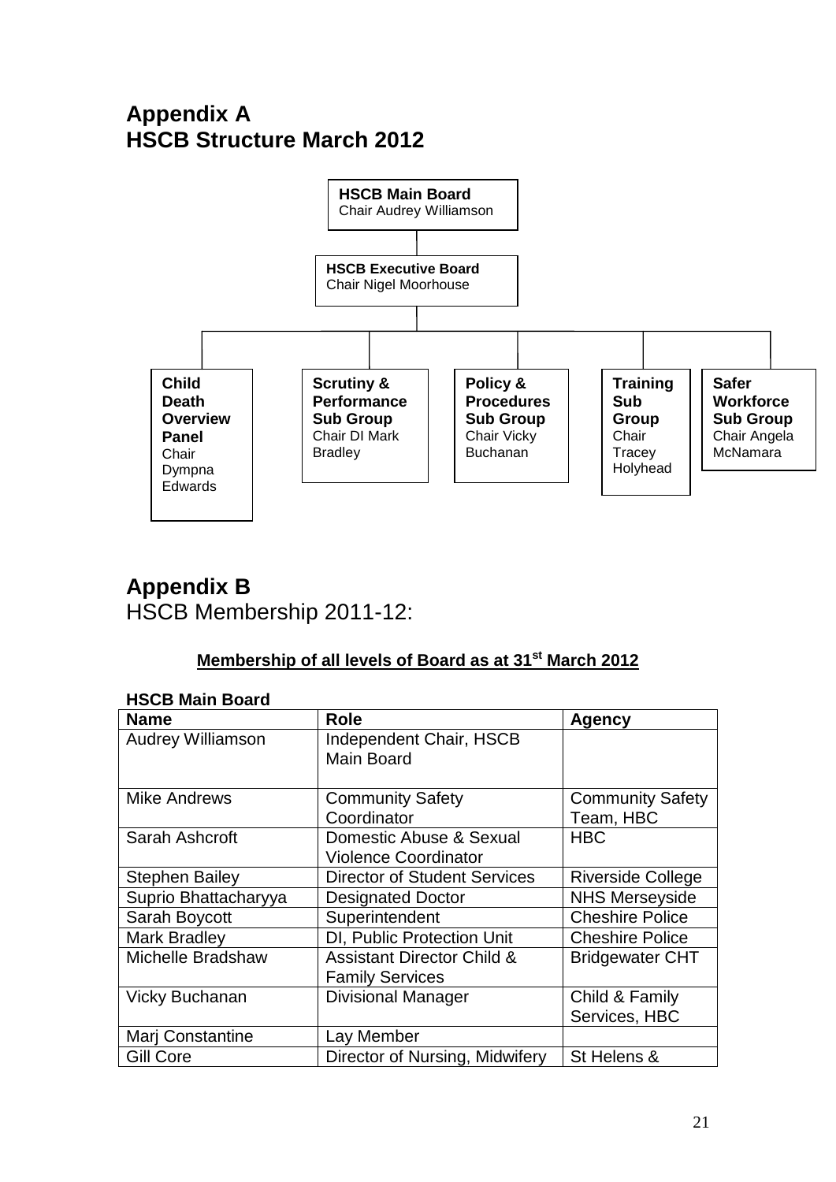# Appendix A
# HSCB Structure March 2012

**HSCB Main Board**
Chair Audrey Williamson

**HSCB Executive Board**
Chair Nigel Moorhouse

- **Child Death Overview Panel** Chair Dympna Edwards
- **Scrutiny & Performance Sub Group** Chair DI Mark Bradley
- **Policy & Procedures Sub Group** Chair Vicky Buchanan
- **Training Sub Group** Chair Tracey Holyhead
- **Safer Workforce Sub Group** Chair Angela McNamara

# Appendix B
HSCB Membership 2011-12:

**<u>Membership of all levels of Board as at 31st March 2012</u>**

**HSCB Main Board**

| Name | Role | Agency |
|---|---|---|
| Audrey Williamson | Independent Chair, HSCB Main Board | |
| Mike Andrews | Community Safety Coordinator | Community Safety Team, HBC |
| Sarah Ashcroft | Domestic Abuse & Sexual Violence Coordinator | HBC |
| Stephen Bailey | Director of Student Services | Riverside College |
| Suprio Bhattacharyya | Designated Doctor | NHS Merseyside |
| Sarah Boycott | Superintendent | Cheshire Police |
| Mark Bradley | DI, Public Protection Unit | Cheshire Police |
| Michelle Bradshaw | Assistant Director Child & Family Services | Bridgewater CHT |
| Vicky Buchanan | Divisional Manager | Child & Family Services, HBC |
| Marj Constantine | Lay Member | |
| Gill Core | Director of Nursing, Midwifery | St Helens & |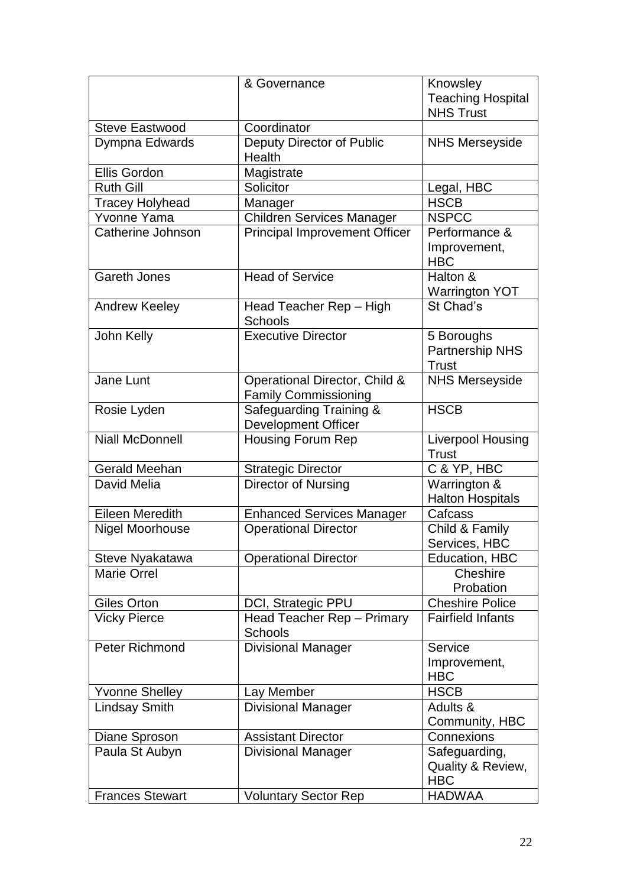| | | |
|---|---|---|
| | & Governance | Knowsley Teaching Hospital NHS Trust |
| Steve Eastwood | Coordinator | |
| Dympna Edwards | Deputy Director of Public Health | NHS Merseyside |
| Ellis Gordon | Magistrate | |
| Ruth Gill | Solicitor | Legal, HBC |
| Tracey Holyhead | Manager | HSCB |
| Yvonne Yama | Children Services Manager | NSPCC |
| Catherine Johnson | Principal Improvement Officer | Performance & Improvement, HBC |
| Gareth Jones | Head of Service | Halton & Warrington YOT |
| Andrew Keeley | Head Teacher Rep – High Schools | St Chad's |
| John Kelly | Executive Director | 5 Boroughs Partnership NHS Trust |
| Jane Lunt | Operational Director, Child & Family Commissioning | NHS Merseyside |
| Rosie Lyden | Safeguarding Training & Development Officer | HSCB |
| Niall McDonnell | Housing Forum Rep | Liverpool Housing Trust |
| Gerald Meehan | Strategic Director | C & YP, HBC |
| David Melia | Director of Nursing | Warrington & Halton Hospitals |
| Eileen Meredith | Enhanced Services Manager | Cafcass |
| Nigel Moorhouse | Operational Director | Child & Family Services, HBC |
| Steve Nyakatawa | Operational Director | Education, HBC |
| Marie Orrel | | Cheshire Probation |
| Giles Orton | DCI, Strategic PPU | Cheshire Police |
| Vicky Pierce | Head Teacher Rep – Primary Schools | Fairfield Infants |
| Peter Richmond | Divisional Manager | Service Improvement, HBC |
| Yvonne Shelley | Lay Member | HSCB |
| Lindsay Smith | Divisional Manager | Adults & Community, HBC |
| Diane Sproson | Assistant Director | Connexions |
| Paula St Aubyn | Divisional Manager | Safeguarding, Quality & Review, HBC |
| Frances Stewart | Voluntary Sector Rep | HADWAA |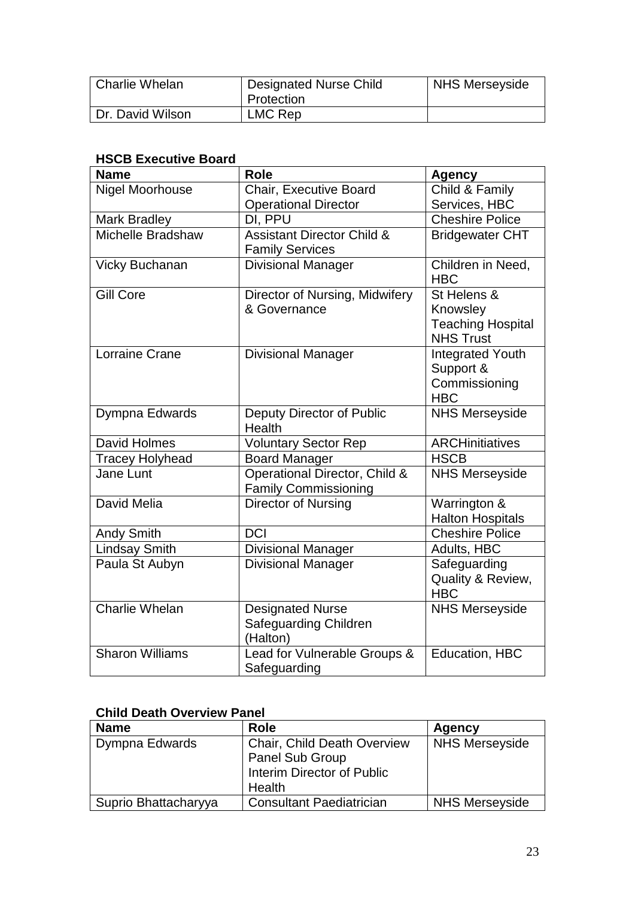| Charlie Whelan | Designated Nurse Child Protection | NHS Merseyside |
|---|---|---|
| Dr. David Wilson | LMC Rep | |

**HSCB Executive Board**

| Name | Role | Agency |
|---|---|---|
| Nigel Moorhouse | Chair, Executive Board Operational Director | Child & Family Services, HBC |
| Mark Bradley | DI, PPU | Cheshire Police |
| Michelle Bradshaw | Assistant Director Child & Family Services | Bridgewater CHT |
| Vicky Buchanan | Divisional Manager | Children in Need, HBC |
| Gill Core | Director of Nursing, Midwifery & Governance | St Helens & Knowsley Teaching Hospital NHS Trust |
| Lorraine Crane | Divisional Manager | Integrated Youth Support & Commissioning HBC |
| Dympna Edwards | Deputy Director of Public Health | NHS Merseyside |
| David Holmes | Voluntary Sector Rep | ARCHinitiatives |
| Tracey Holyhead | Board Manager | HSCB |
| Jane Lunt | Operational Director, Child & Family Commissioning | NHS Merseyside |
| David Melia | Director of Nursing | Warrington & Halton Hospitals |
| Andy Smith | DCI | Cheshire Police |
| Lindsay Smith | Divisional Manager | Adults, HBC |
| Paula St Aubyn | Divisional Manager | Safeguarding Quality & Review, HBC |
| Charlie Whelan | Designated Nurse Safeguarding Children (Halton) | NHS Merseyside |
| Sharon Williams | Lead for Vulnerable Groups & Safeguarding | Education, HBC |

**Child Death Overview Panel**

| Name | Role | Agency |
|---|---|---|
| Dympna Edwards | Chair, Child Death Overview Panel Sub Group Interim Director of Public Health | NHS Merseyside |
| Suprio Bhattacharyya | Consultant Paediatrician | NHS Merseyside |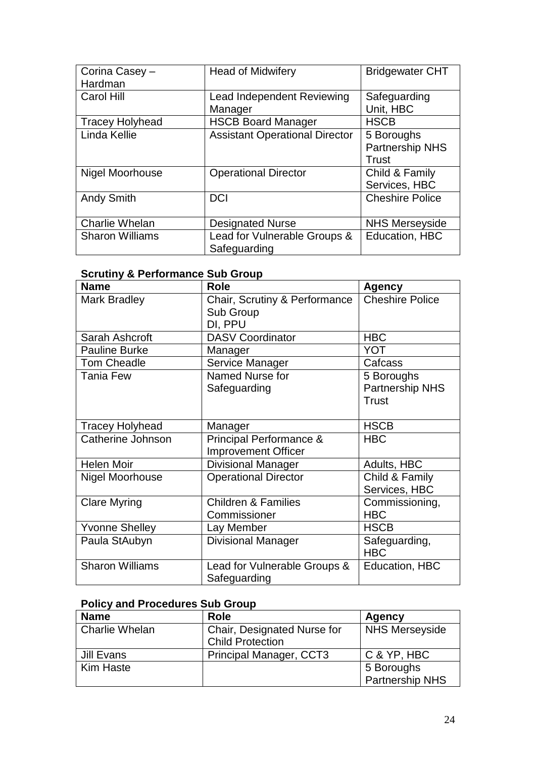| | | |
|---|---|---|
| Corina Casey – Hardman | Head of Midwifery | Bridgewater CHT |
| Carol Hill | Lead Independent Reviewing Manager | Safeguarding Unit, HBC |
| Tracey Holyhead | HSCB Board Manager | HSCB |
| Linda Kellie | Assistant Operational Director | 5 Boroughs Partnership NHS Trust |
| Nigel Moorhouse | Operational Director | Child & Family Services, HBC |
| Andy Smith | DCI | Cheshire Police |
| Charlie Whelan | Designated Nurse | NHS Merseyside |
| Sharon Williams | Lead for Vulnerable Groups & Safeguarding | Education, HBC |

**Scrutiny & Performance Sub Group**

| Name | Role | Agency |
|---|---|---|
| Mark Bradley | Chair, Scrutiny & Performance Sub Group DI, PPU | Cheshire Police |
| Sarah Ashcroft | DASV Coordinator | HBC |
| Pauline Burke | Manager | YOT |
| Tom Cheadle | Service Manager | Cafcass |
| Tania Few | Named Nurse for Safeguarding | 5 Boroughs Partnership NHS Trust |
| Tracey Holyhead | Manager | HSCB |
| Catherine Johnson | Principal Performance & Improvement Officer | HBC |
| Helen Moir | Divisional Manager | Adults, HBC |
| Nigel Moorhouse | Operational Director | Child & Family Services, HBC |
| Clare Myring | Children & Families Commissioner | Commissioning, HBC |
| Yvonne Shelley | Lay Member | HSCB |
| Paula StAubyn | Divisional Manager | Safeguarding, HBC |
| Sharon Williams | Lead for Vulnerable Groups & Safeguarding | Education, HBC |

**Policy and Procedures Sub Group**

| Name | Role | Agency |
|---|---|---|
| Charlie Whelan | Chair, Designated Nurse for Child Protection | NHS Merseyside |
| Jill Evans | Principal Manager, CCT3 | C & YP, HBC |
| Kim Haste | | 5 Boroughs Partnership NHS |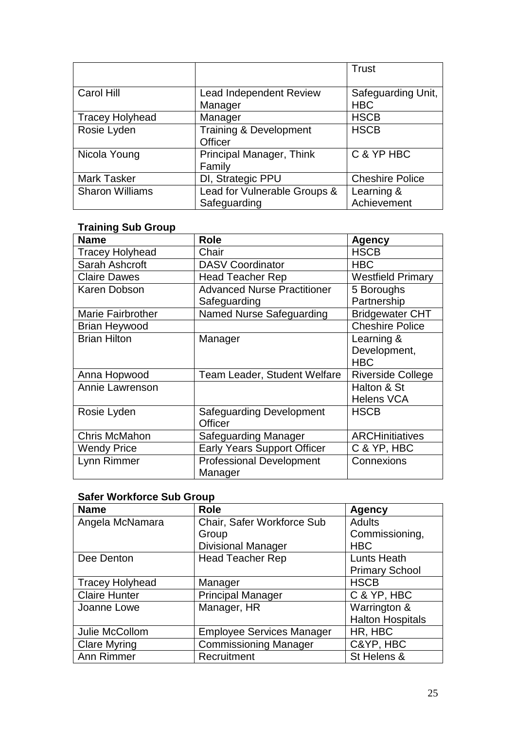| | | |
|---|---|---|
| | | Trust |
| Carol Hill | Lead Independent Review Manager | Safeguarding Unit, HBC |
| Tracey Holyhead | Manager | HSCB |
| Rosie Lyden | Training & Development Officer | HSCB |
| Nicola Young | Principal Manager, Think Family | C & YP HBC |
| Mark Tasker | DI, Strategic PPU | Cheshire Police |
| Sharon Williams | Lead for Vulnerable Groups & Safeguarding | Learning & Achievement |

**Training Sub Group**

| Name | Role | Agency |
|---|---|---|
| Tracey Holyhead | Chair | HSCB |
| Sarah Ashcroft | DASV Coordinator | HBC |
| Claire Dawes | Head Teacher Rep | Westfield Primary |
| Karen Dobson | Advanced Nurse Practitioner Safeguarding | 5 Boroughs Partnership |
| Marie Fairbrother | Named Nurse Safeguarding | Bridgewater CHT |
| Brian Heywood | | Cheshire Police |
| Brian Hilton | Manager | Learning & Development, HBC |
| Anna Hopwood | Team Leader, Student Welfare | Riverside College |
| Annie Lawrenson | | Halton & St Helens VCA |
| Rosie Lyden | Safeguarding Development Officer | HSCB |
| Chris McMahon | Safeguarding Manager | ARCHinitiatives |
| Wendy Price | Early Years Support Officer | C & YP, HBC |
| Lynn Rimmer | Professional Development Manager | Connexions |

**Safer Workforce Sub Group**

| Name | Role | Agency |
|---|---|---|
| Angela McNamara | Chair, Safer Workforce Sub Group Divisional Manager | Adults Commissioning, HBC |
| Dee Denton | Head Teacher Rep | Lunts Heath Primary School |
| Tracey Holyhead | Manager | HSCB |
| Claire Hunter | Principal Manager | C & YP, HBC |
| Joanne Lowe | Manager, HR | Warrington & Halton Hospitals |
| Julie McCollom | Employee Services Manager | HR, HBC |
| Clare Myring | Commissioning Manager | C&YP, HBC |
| Ann Rimmer | Recruitment | St Helens & |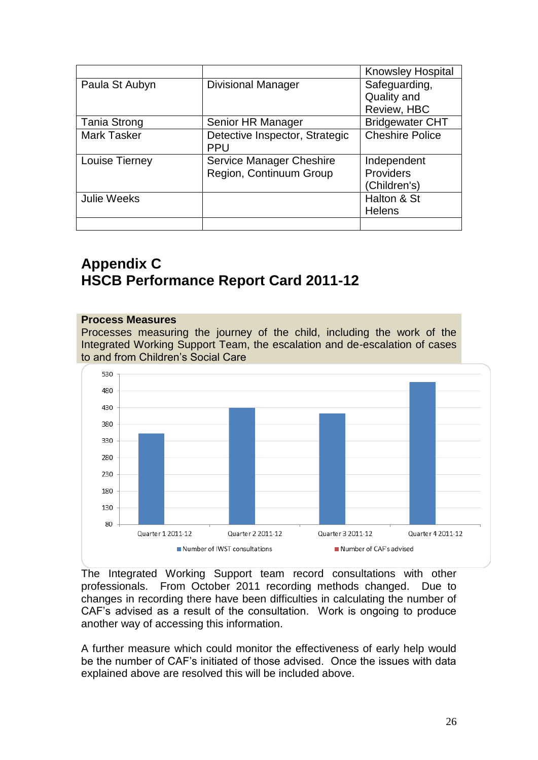| | | |
|---|---|---|
| | | Knowsley Hospital |
| Paula St Aubyn | Divisional Manager | Safeguarding, Quality and Review, HBC |
| Tania Strong | Senior HR Manager | Bridgewater CHT |
| Mark Tasker | Detective Inspector, Strategic PPU | Cheshire Police |
| Louise Tierney | Service Manager Cheshire Region, Continuum Group | Independent Providers (Children's) |
| Julie Weeks | | Halton & St Helens |
| | | |

# Appendix C
# HSCB Performance Report Card 2011-12

**Process Measures**

Processes measuring the journey of the child, including the work of the Integrated Working Support Team, the escalation and de-escalation of cases to and from Children's Social Care

The Integrated Working Support team record consultations with other professionals. From October 2011 recording methods changed. Due to changes in recording there have been difficulties in calculating the number of CAF's advised as a result of the consultation. Work is ongoing to produce another way of accessing this information.

A further measure which could monitor the effectiveness of early help would be the number of CAF's initiated of those advised. Once the issues with data explained above are resolved this will be included above.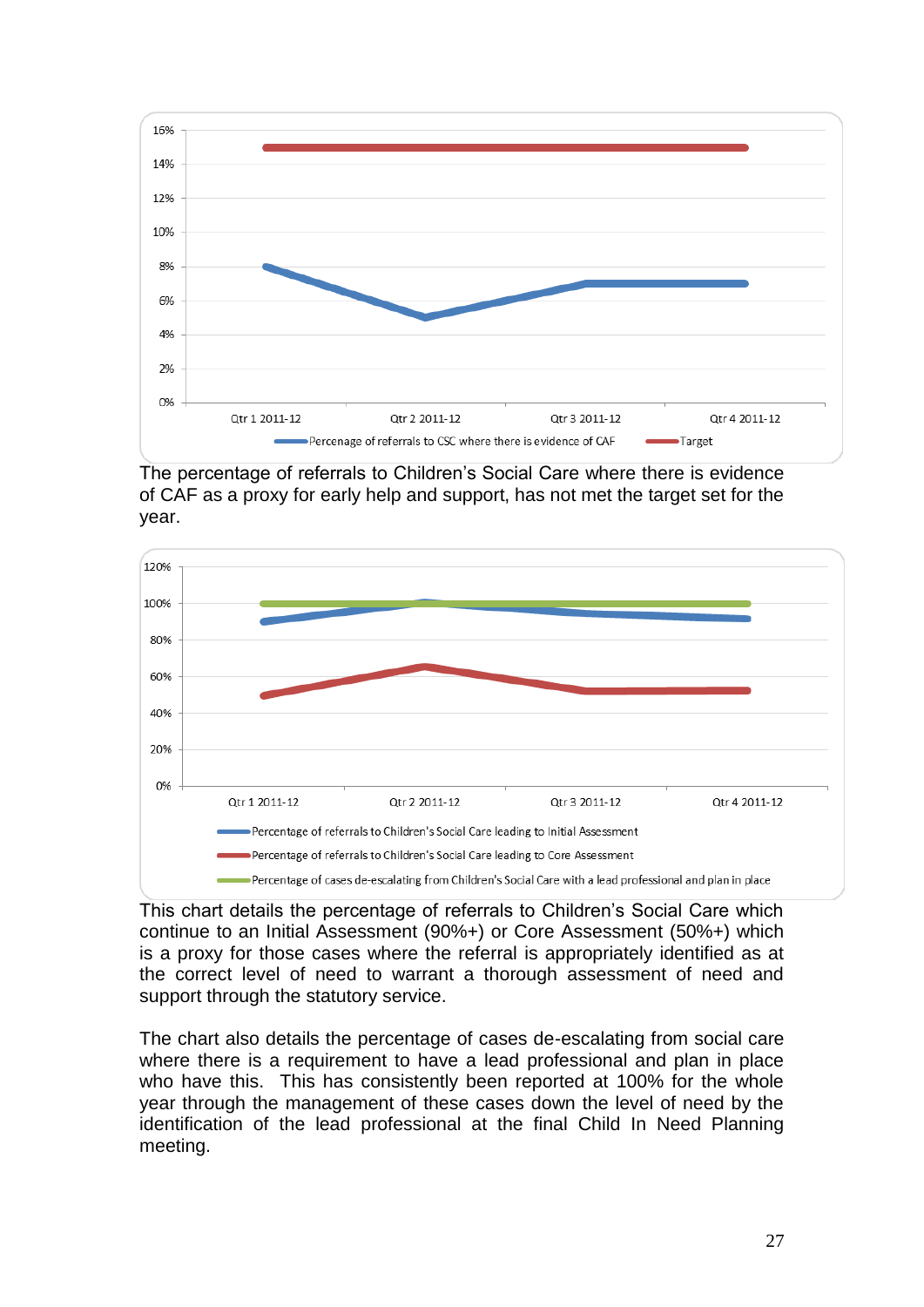The percentage of referrals to Children's Social Care where there is evidence of CAF as a proxy for early help and support, has not met the target set for the year.

This chart details the percentage of referrals to Children's Social Care which continue to an Initial Assessment (90%+) or Core Assessment (50%+) which is a proxy for those cases where the referral is appropriately identified as at the correct level of need to warrant a thorough assessment of need and support through the statutory service.

The chart also details the percentage of cases de-escalating from social care where there is a requirement to have a lead professional and plan in place who have this. This has consistently been reported at 100% for the whole year through the management of these cases down the level of need by the identification of the lead professional at the final Child In Need Planning meeting.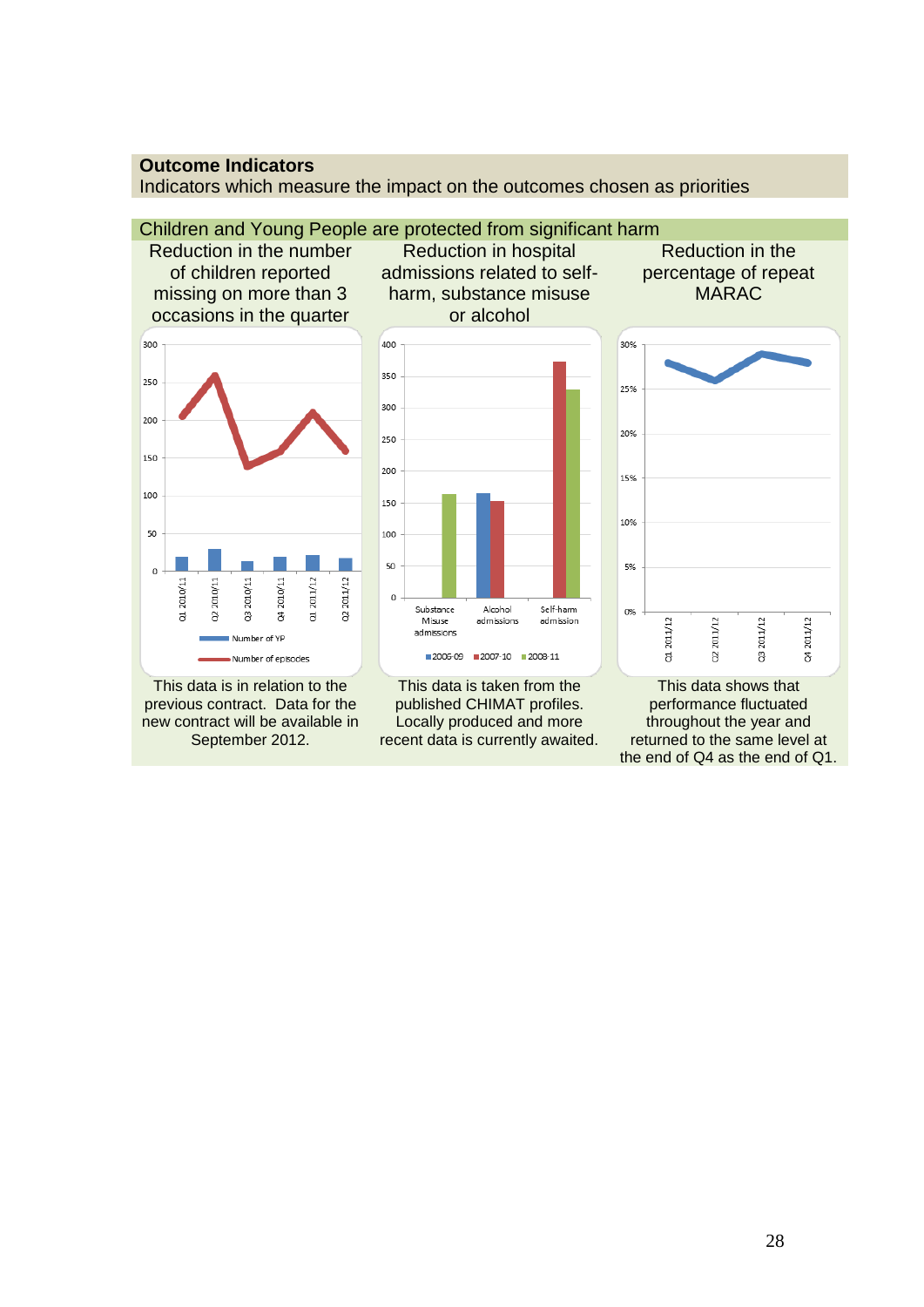**Outcome Indicators**

Indicators which measure the impact on the outcomes chosen as priorities

## Children and Young People are protected from significant harm

| Reduction in the number of children reported missing on more than 3 occasions in the quarter | Reduction in hospital admissions related to self-harm, substance misuse or alcohol | Reduction in the percentage of repeat MARAC |
|---|---|---|
| This data is in relation to the previous contract. Data for the new contract will be available in September 2012. | This data is taken from the published CHIMAT profiles. Locally produced and more recent data is currently awaited. | This data shows that performance fluctuated throughout the year and returned to the same level at the end of Q4 as the end of Q1. |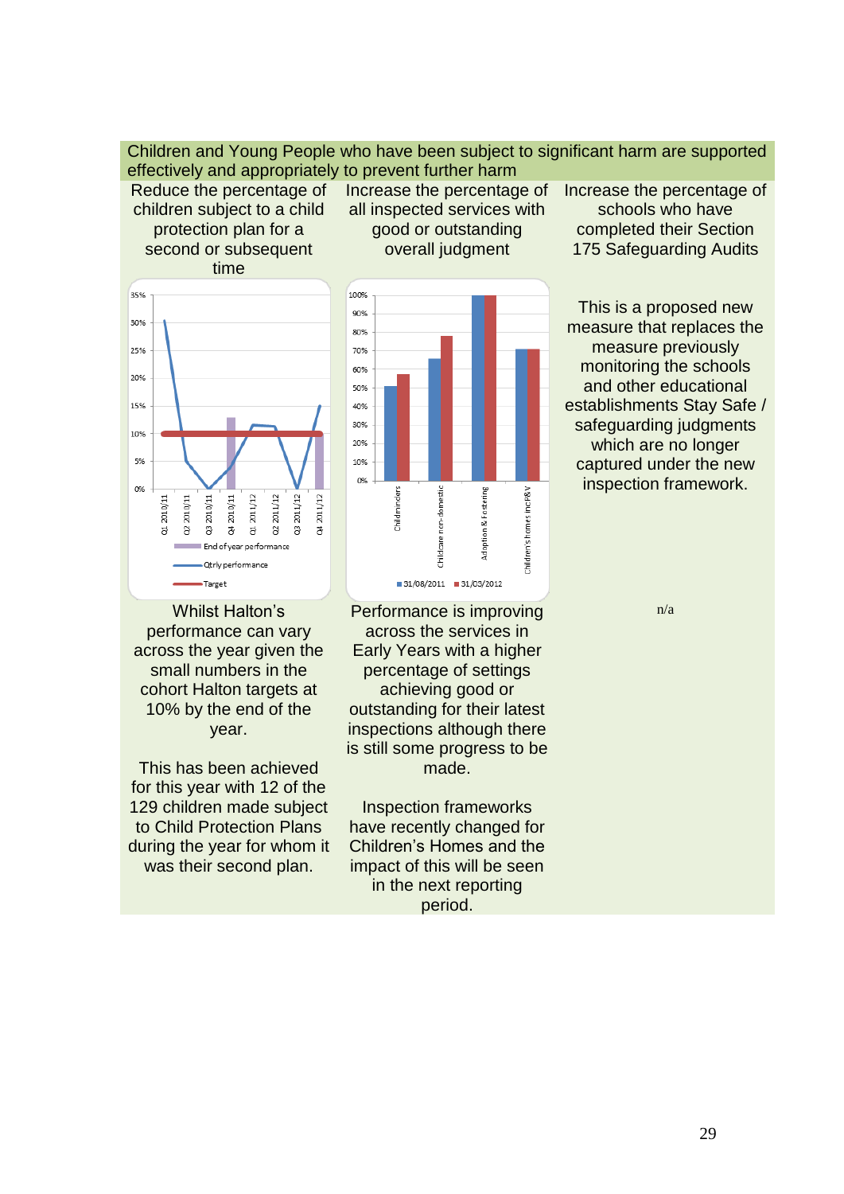| Children and Young People who have been subject to significant harm are supported effectively and appropriately to prevent further harm | | |
|---|---|---|
| Reduce the percentage of children subject to a child protection plan for a second or subsequent time | Increase the percentage of all inspected services with good or outstanding overall judgment | Increase the percentage of schools who have completed their Section 175 Safeguarding Audits |
| 35% 30% 25% 20% 15% 10% 5% 0% Q1 2010/11 Q2 2010/11 Q3 2010/11 Q4 2010/11 Q1 2011/12 Q2 2011/12 Q3 2011/12 Q4 2011/12 End of year performance Qtrly performance Target | 100% 90% 80% 70% 60% 50% 40% 30% 20% 10% 0% Childminders Childcare non-domestic Adoption & Fostering Children's homes incl P&V 31/08/2011 31/03/2012 | This is a proposed new measure that replaces the measure previously monitoring the schools and other educational establishments Stay Safe / safeguarding judgments which are no longer captured under the new inspection framework. |
| Whilst Halton's performance can vary across the year given the small numbers in the cohort Halton targets at 10% by the end of the year.<br><br>This has been achieved for this year with 12 of the 129 children made subject to Child Protection Plans during the year for whom it was their second plan. | Performance is improving across the services in Early Years with a higher percentage of settings achieving good or outstanding for their latest inspections although there is still some progress to be made.<br><br>Inspection frameworks have recently changed for Children's Homes and the impact of this will be seen in the next reporting period. | n/a |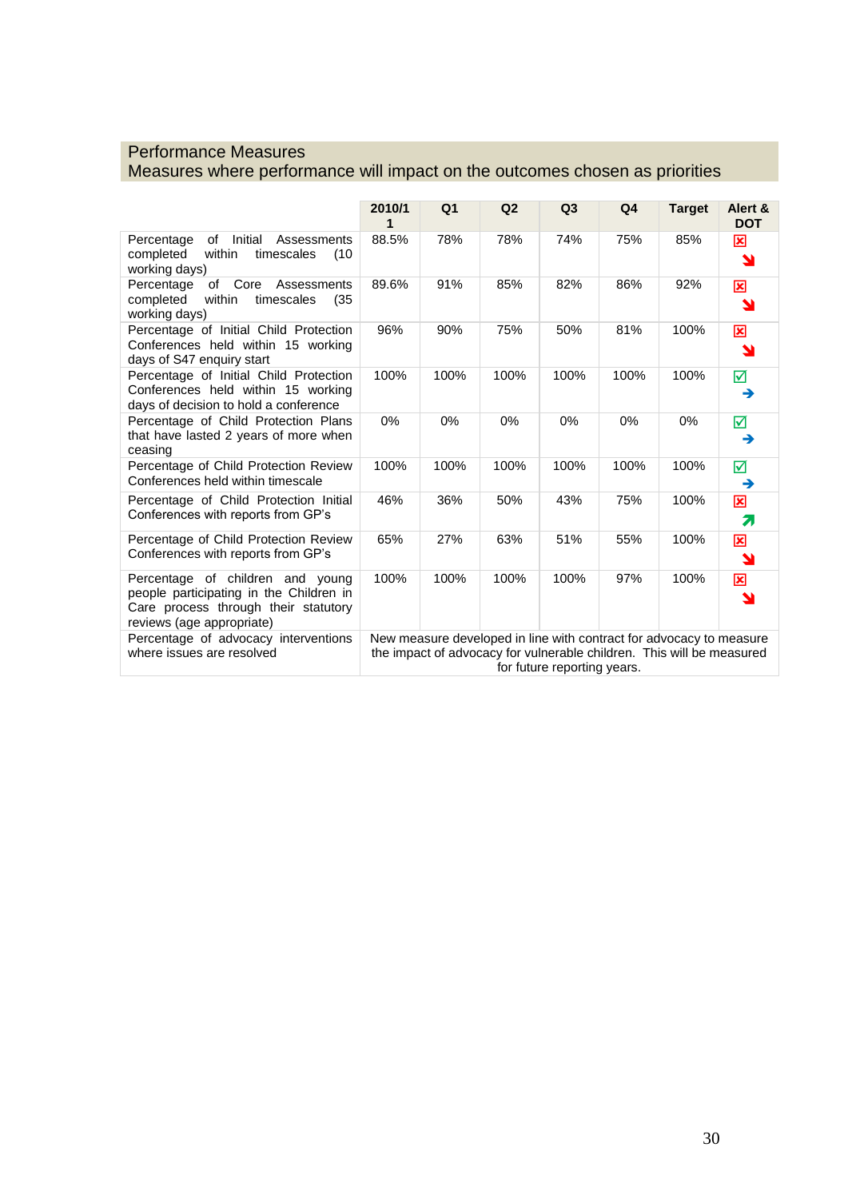Performance Measures
Measures where performance will impact on the outcomes chosen as priorities

| | 2010/11 | Q1 | Q2 | Q3 | Q4 | Target | Alert & DOT |
|---|---|---|---|---|---|---|---|
| Percentage of Initial Assessments completed within timescales (10 working days) | 88.5% | 78% | 78% | 74% | 75% | 85% | ☒ ↘ |
| Percentage of Core Assessments completed within timescales (35 working days) | 89.6% | 91% | 85% | 82% | 86% | 92% | ☒ ↘ |
| Percentage of Initial Child Protection Conferences held within 15 working days of S47 enquiry start | 96% | 90% | 75% | 50% | 81% | 100% | ☒ ↘ |
| Percentage of Initial Child Protection Conferences held within 15 working days of decision to hold a conference | 100% | 100% | 100% | 100% | 100% | 100% | ☑ → |
| Percentage of Child Protection Plans that have lasted 2 years of more when ceasing | 0% | 0% | 0% | 0% | 0% | 0% | ☑ → |
| Percentage of Child Protection Review Conferences held within timescale | 100% | 100% | 100% | 100% | 100% | 100% | ☑ → |
| Percentage of Child Protection Initial Conferences with reports from GP's | 46% | 36% | 50% | 43% | 75% | 100% | ☒ ↗ |
| Percentage of Child Protection Review Conferences with reports from GP's | 65% | 27% | 63% | 51% | 55% | 100% | ☒ ↘ |
| Percentage of children and young people participating in the Children in Care process through their statutory reviews (age appropriate) | 100% | 100% | 100% | 100% | 97% | 100% | ☒ ↘ |
| Percentage of advocacy interventions where issues are resolved | New measure developed in line with contract for advocacy to measure the impact of advocacy for vulnerable children. This will be measured for future reporting years. | | | | | | |